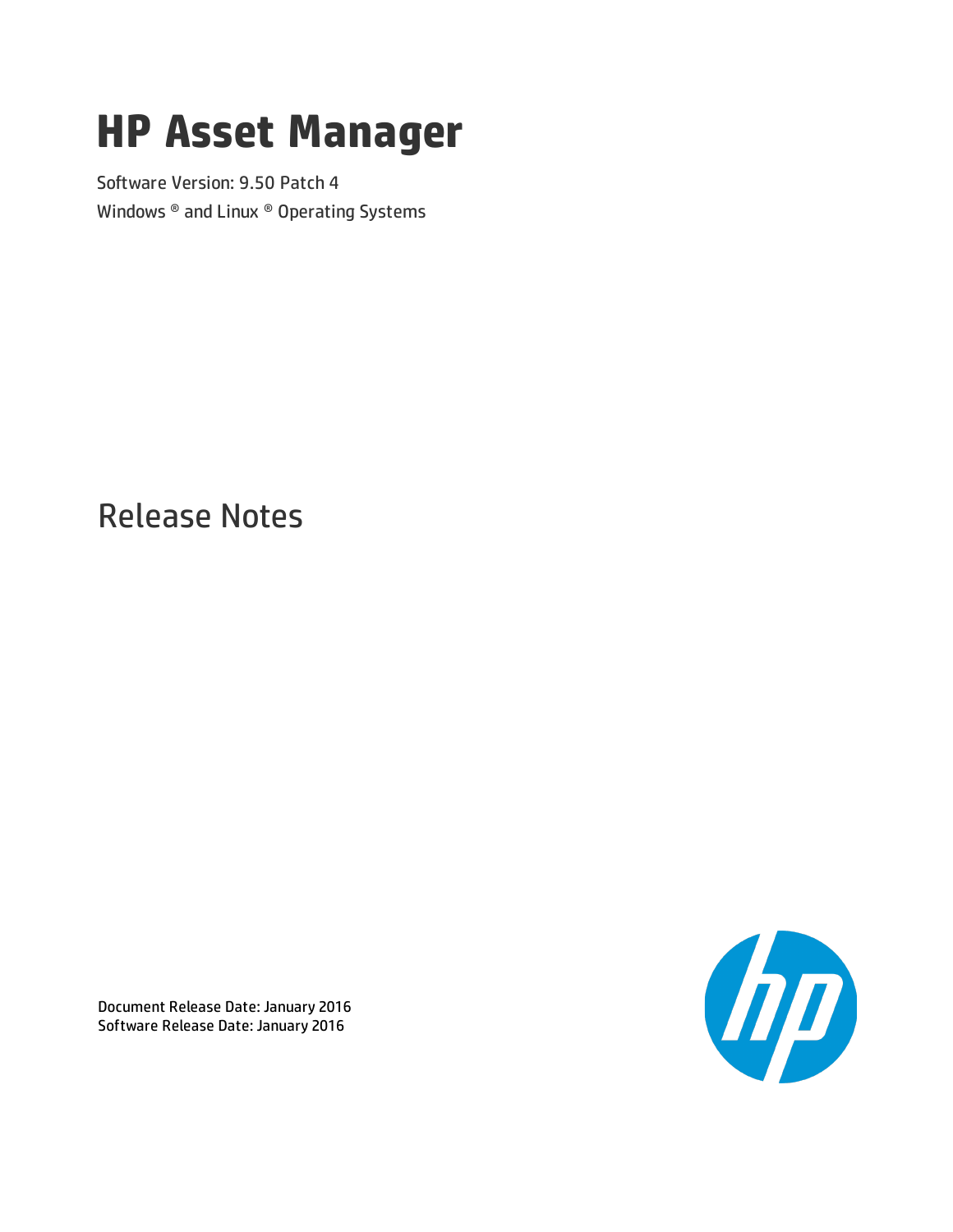# HP Asset Manager

Software Version: 9.50 Patch 4

Windows ® and Linux ® Operating Systems

## Release Notes

Document Release Date: January 2016

Software Release Date: January 2016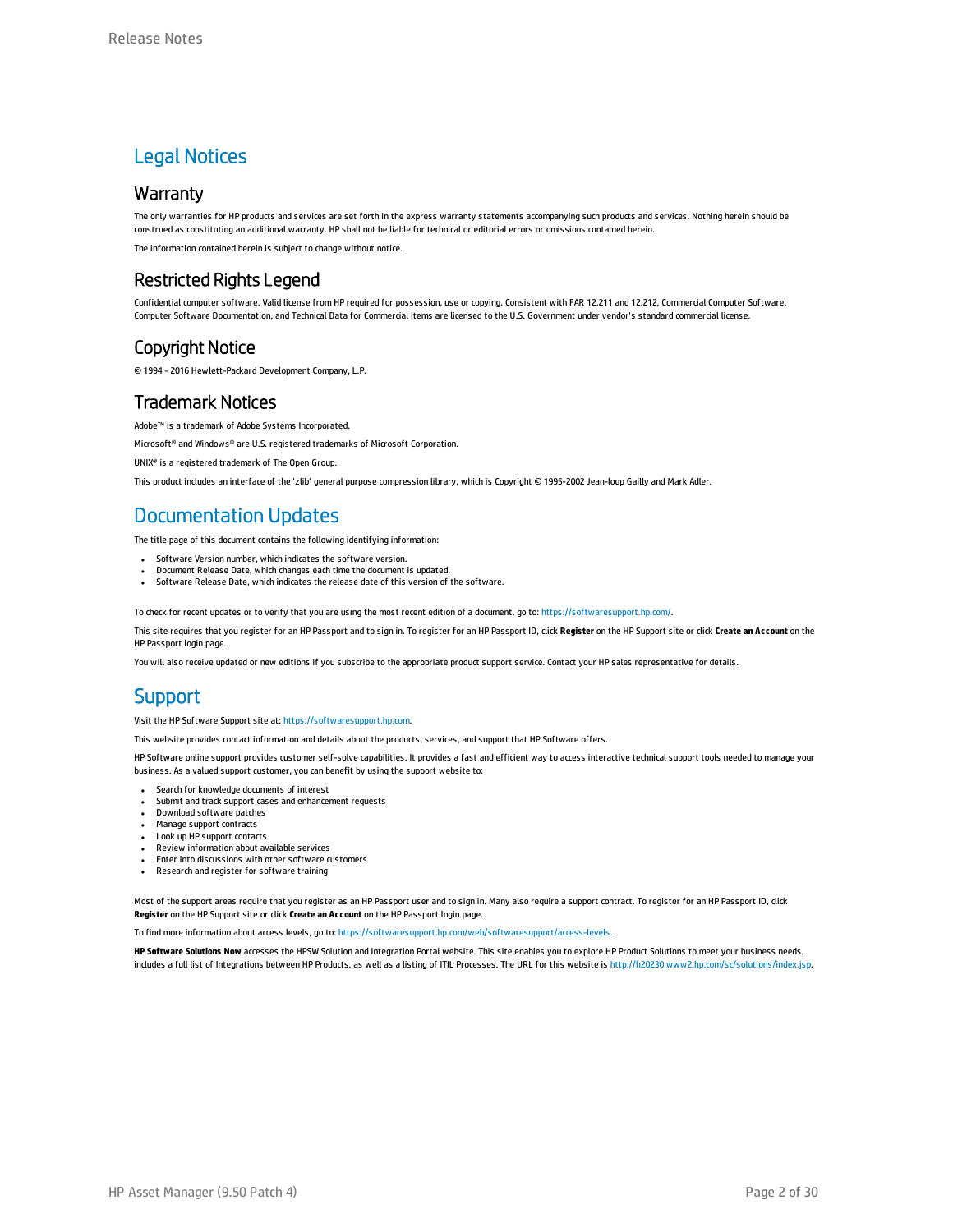# Legal Notices

## Warranty

The only warranties for HP products and services are set forth in the express warranty statements accompanying such products and services. Nothing herein should be construed as constituting an additional warranty. HP shall not be liable for technical or editorial errors or omissions contained herein.

The information contained herein is subject to change without notice.

## Restricted Rights Legend

Confidential computer software. Valid license from HP required for possession, use or copying. Consistent with FAR 12.211 and 12.212, Commercial Computer Software, Computer Software Documentation, and Technical Data for Commercial Items are licensed to the U.S. Government under vendor's standard commercial license.

## Copyright Notice

© 1994 - 2016 Hewlett-Packard Development Company, L.P.

## Trademark Notices

Adobe™ is a trademark of Adobe Systems Incorporated.

Microsoft® and Windows® are U.S. registered trademarks of Microsoft Corporation.

UNIX® is a registered trademark of The Open Group.

This product includes an interface of the 'zlib' general purpose compression library, which is Copyright © 1995-2002 Jean-loup Gailly and Mark Adler.

# Documentation Updates

The title page of this document contains the following identifying information:

- Software Version number, which indicates the software version.
- Document Release Date, which changes each time the document is updated.
- Software Release Date, which indicates the release date of this version of the software.

To check for recent updates or to verify that you are using the most recent edition of a document, go to: https://softwaresupport.hp.com/.

This site requires that you register for an HP Passport and to sign in. To register for an HP Passport ID, click **Register** on the HP Support site or click **Create an Account** on the HP Passport login page.

You will also receive updated or new editions if you subscribe to the appropriate product support service. Contact your HP sales representative for details.

# Support

Visit the HP Software Support site at: https://softwaresupport.hp.com.

This website provides contact information and details about the products, services, and support that HP Software offers.

HP Software online support provides customer self-solve capabilities. It provides a fast and efficient way to access interactive technical support tools needed to manage your business. As a valued support customer, you can benefit by using the support website to:

- Search for knowledge documents of interest
- Submit and track support cases and enhancement requests
- Download software patches
- Manage support contracts
- Look up HP support contacts
- Review information about available services
- Enter into discussions with other software customers
- Research and register for software training

Most of the support areas require that you register as an HP Passport user and to sign in. Many also require a support contract. To register for an HP Passport ID, click **Register** on the HP Support site or click **Create an Account** on the HP Passport login page.

To find more information about access levels, go to: https://softwaresupport.hp.com/web/softwaresupport/access-levels.

**HP Software Solutions Now** accesses the HPSW Solution and Integration Portal website. This site enables you to explore HP Product Solutions to meet your business needs, includes a full list of Integrations between HP Products, as well as a listing of ITIL Processes. The URL for this website is http://h20230.www2.hp.com/sc/solutions/index.jsp.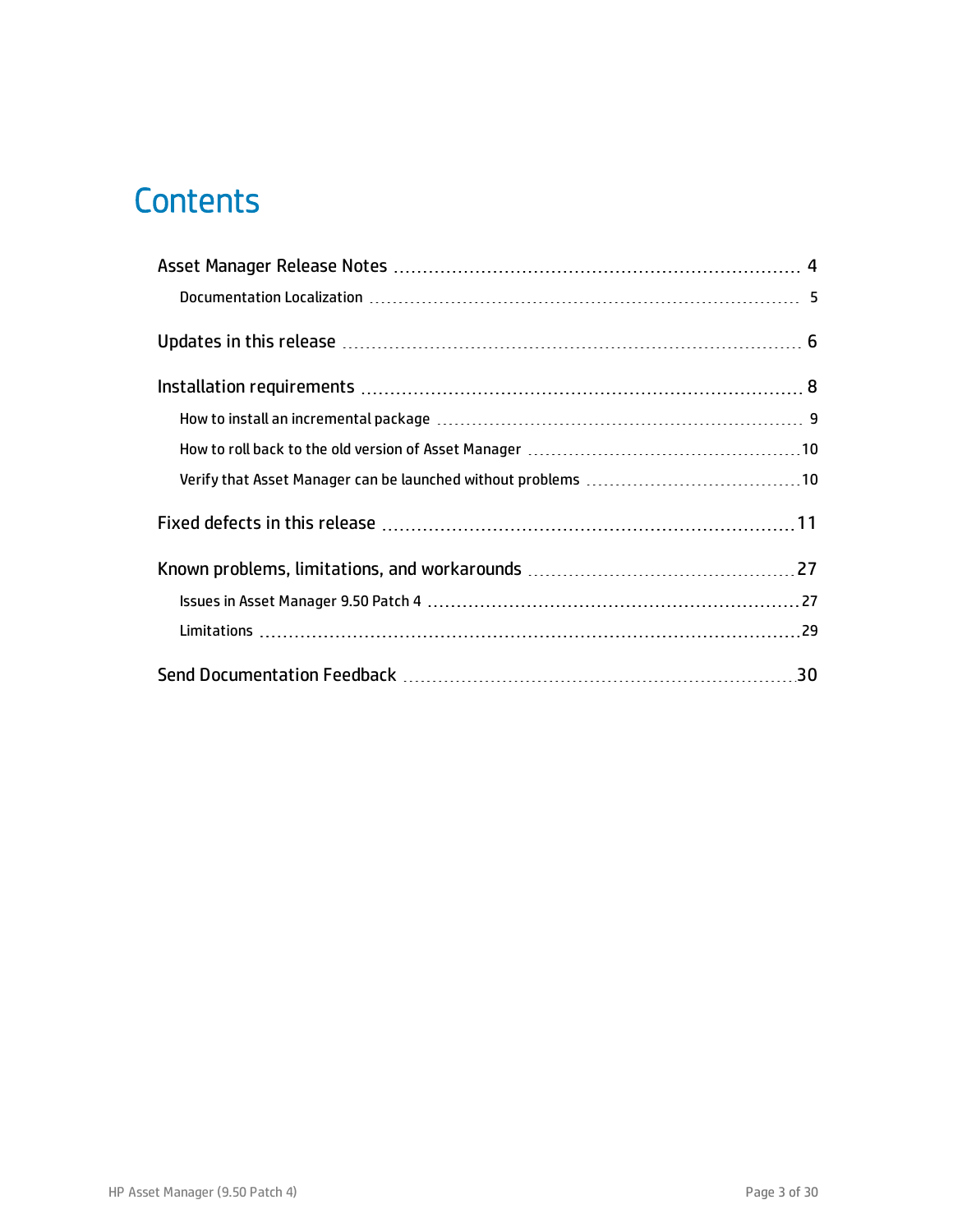# Contents

- Asset Manager Release Notes ... 4
  - Documentation Localization ... 5
- Updates in this release ... 6
- Installation requirements ... 8
  - How to install an incremental package ... 9
  - How to roll back to the old version of Asset Manager ... 10
  - Verify that Asset Manager can be launched without problems ... 10
- Fixed defects in this release ... 11
- Known problems, limitations, and workarounds ... 27
  - Issues in Asset Manager 9.50 Patch 4 ... 27
  - Limitations ... 29
- Send Documentation Feedback ... 30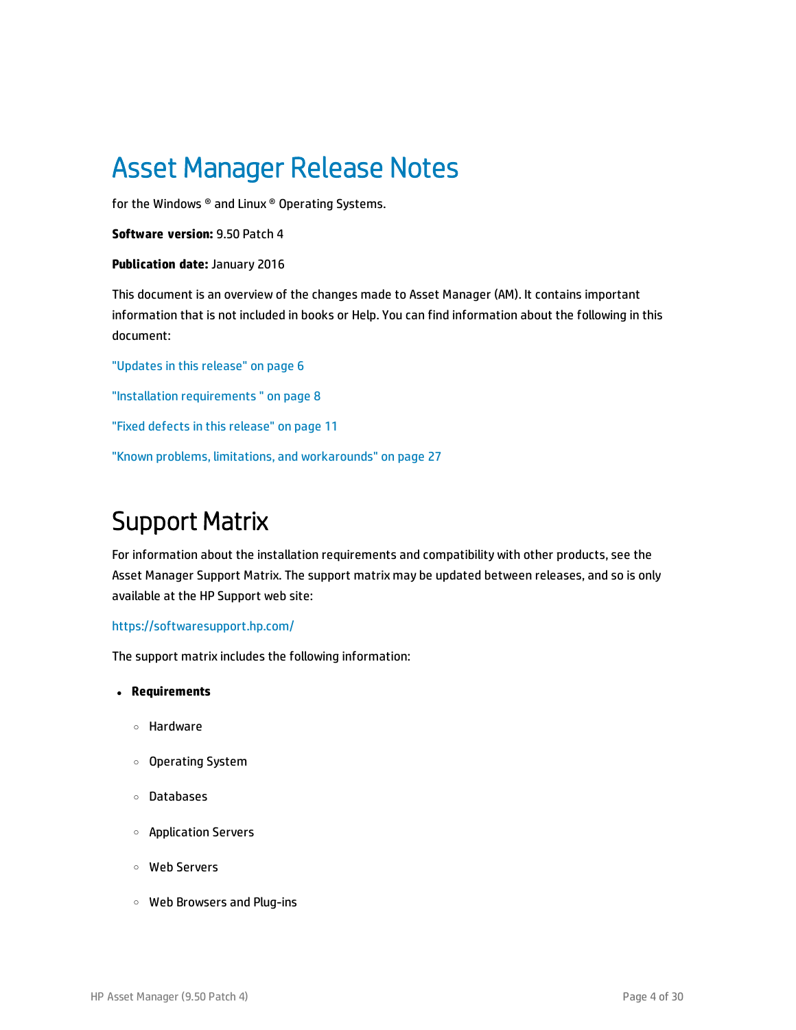# Asset Manager Release Notes

for the Windows ® and Linux ® Operating Systems.

**Software version:** 9.50 Patch 4

**Publication date:** January 2016

This document is an overview of the changes made to Asset Manager (AM). It contains important information that is not included in books or Help. You can find information about the following in this document:

"Updates in this release" on page 6

"Installation requirements " on page 8

"Fixed defects in this release" on page 11

"Known problems, limitations, and workarounds" on page 27

## Support Matrix

For information about the installation requirements and compatibility with other products, see the Asset Manager Support Matrix. The support matrix may be updated between releases, and so is only available at the HP Support web site:

https://softwaresupport.hp.com/

The support matrix includes the following information:

- **Requirements**
  - Hardware
  - Operating System
  - Databases
  - Application Servers
  - Web Servers
  - Web Browsers and Plug-ins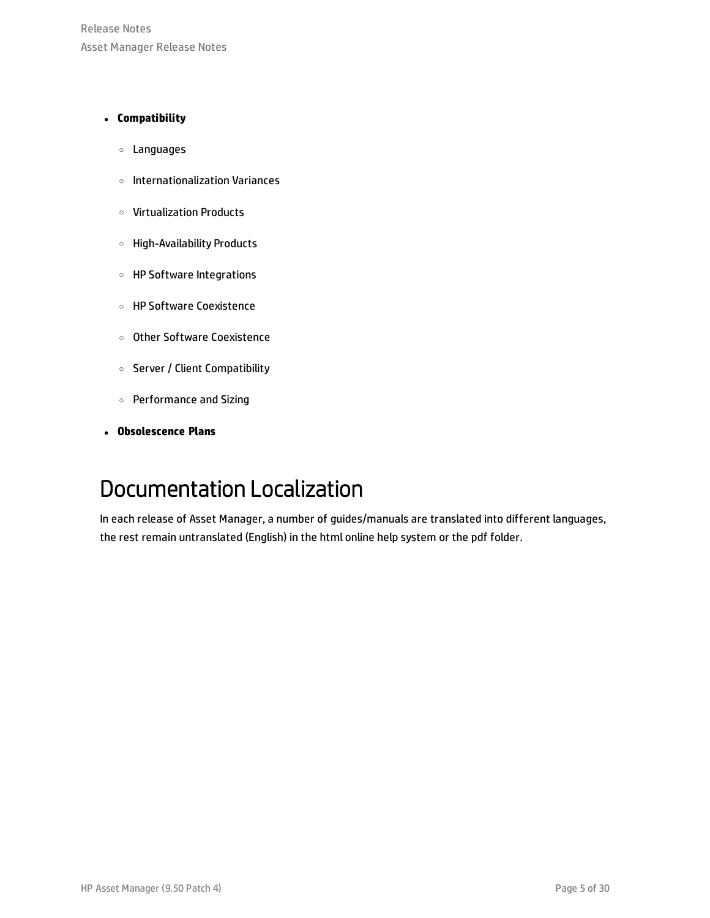- **Compatibility**
  - Languages
  - Internationalization Variances
  - Virtualization Products
  - High-Availability Products
  - HP Software Integrations
  - HP Software Coexistence
  - Other Software Coexistence
  - Server / Client Compatibility
  - Performance and Sizing
- **Obsolescence Plans**

# Documentation Localization

In each release of Asset Manager, a number of guides/manuals are translated into different languages, the rest remain untranslated (English) in the html online help system or the pdf folder.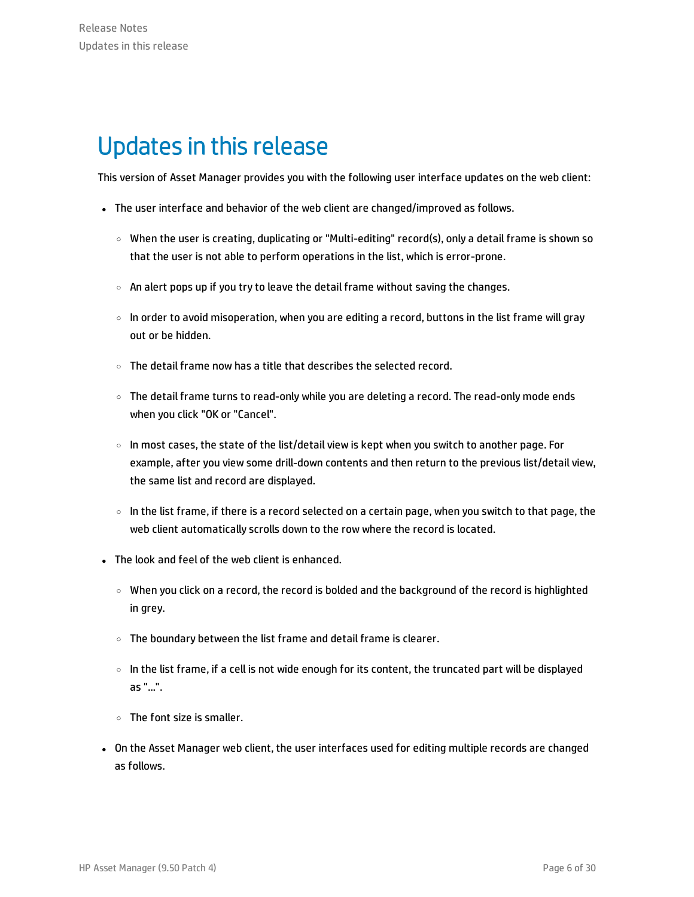# Updates in this release

This version of Asset Manager provides you with the following user interface updates on the web client:

- The user interface and behavior of the web client are changed/improved as follows.
  - When the user is creating, duplicating or "Multi-editing" record(s), only a detail frame is shown so that the user is not able to perform operations in the list, which is error-prone.
  - An alert pops up if you try to leave the detail frame without saving the changes.
  - In order to avoid misoperation, when you are editing a record, buttons in the list frame will gray out or be hidden.
  - The detail frame now has a title that describes the selected record.
  - The detail frame turns to read-only while you are deleting a record. The read-only mode ends when you click "OK or "Cancel".
  - In most cases, the state of the list/detail view is kept when you switch to another page. For example, after you view some drill-down contents and then return to the previous list/detail view, the same list and record are displayed.
  - In the list frame, if there is a record selected on a certain page, when you switch to that page, the web client automatically scrolls down to the row where the record is located.
- The look and feel of the web client is enhanced.
  - When you click on a record, the record is bolded and the background of the record is highlighted in grey.
  - The boundary between the list frame and detail frame is clearer.
  - In the list frame, if a cell is not wide enough for its content, the truncated part will be displayed as "...".
  - The font size is smaller.
- On the Asset Manager web client, the user interfaces used for editing multiple records are changed as follows.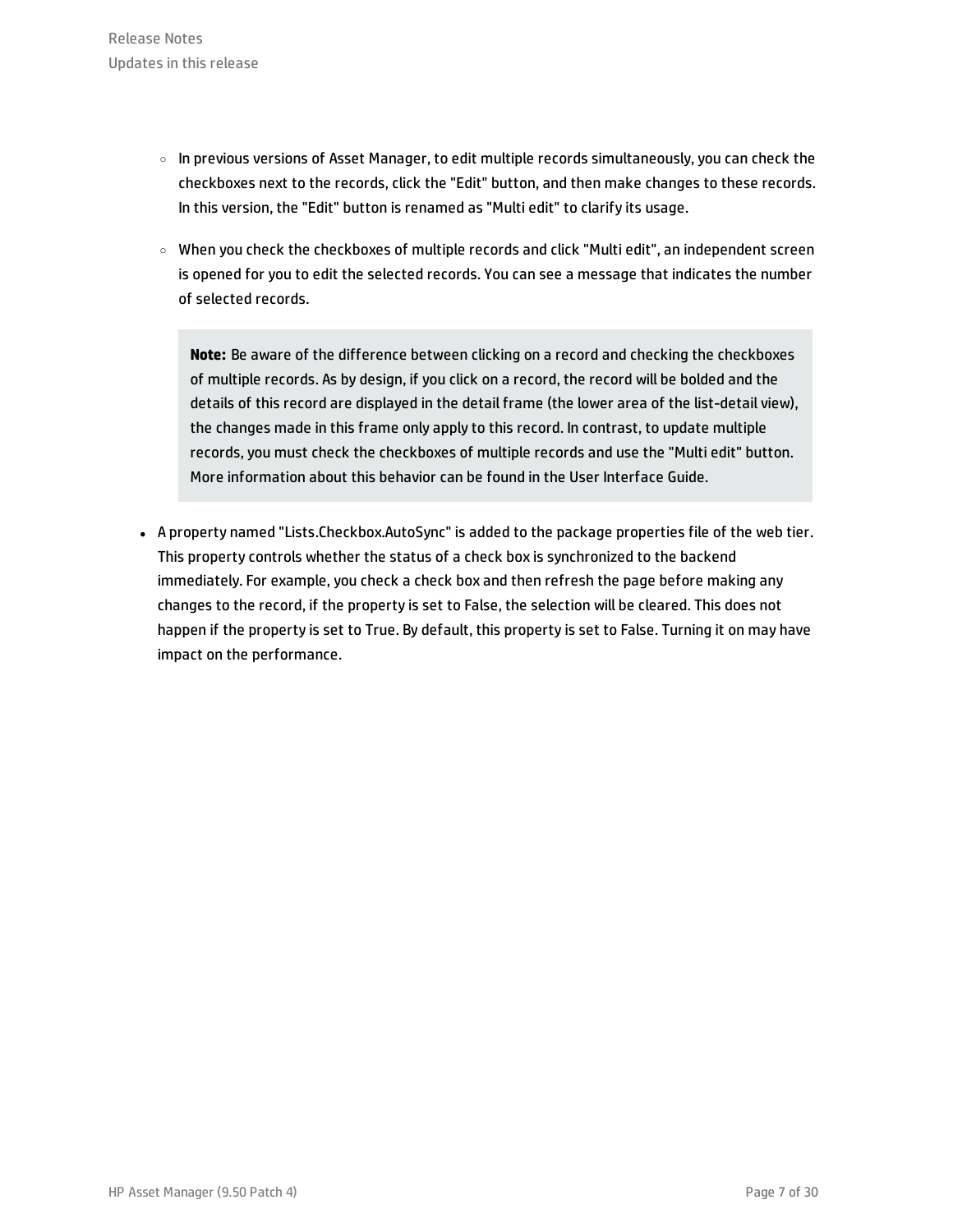- In previous versions of Asset Manager, to edit multiple records simultaneously, you can check the checkboxes next to the records, click the "Edit" button, and then make changes to these records. In this version, the "Edit" button is renamed as "Multi edit" to clarify its usage.
  - When you check the checkboxes of multiple records and click "Multi edit", an independent screen is opened for you to edit the selected records. You can see a message that indicates the number of selected records.

    > **Note:** Be aware of the difference between clicking on a record and checking the checkboxes of multiple records. As by design, if you click on a record, the record will be bolded and the details of this record are displayed in the detail frame (the lower area of the list-detail view), the changes made in this frame only apply to this record. In contrast, to update multiple records, you must check the checkboxes of multiple records and use the "Multi edit" button. More information about this behavior can be found in the User Interface Guide.

- A property named "Lists.Checkbox.AutoSync" is added to the package properties file of the web tier. This property controls whether the status of a check box is synchronized to the backend immediately. For example, you check a check box and then refresh the page before making any changes to the record, if the property is set to False, the selection will be cleared. This does not happen if the property is set to True. By default, this property is set to False. Turning it on may have impact on the performance.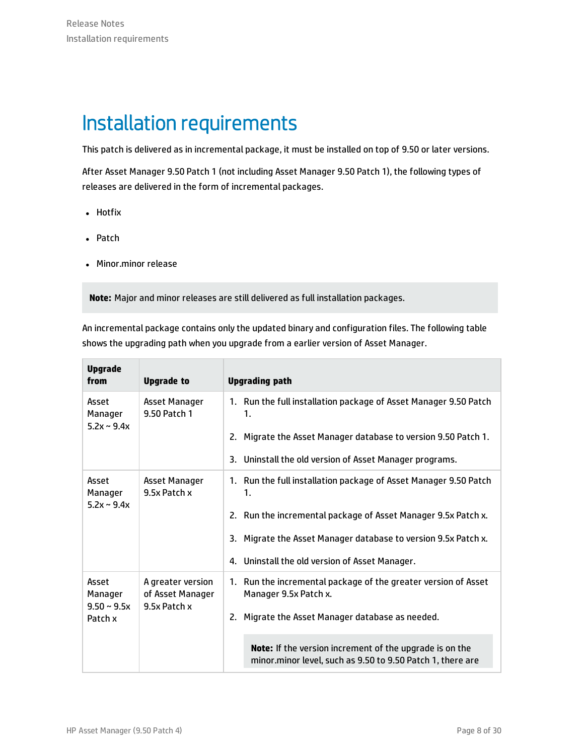# Installation requirements

This patch is delivered as in incremental package, it must be installed on top of 9.50 or later versions.

After Asset Manager 9.50 Patch 1 (not including Asset Manager 9.50 Patch 1), the following types of releases are delivered in the form of incremental packages.

- Hotfix
- Patch
- Minor.minor release

**Note:** Major and minor releases are still delivered as full installation packages.

An incremental package contains only the updated binary and configuration files. The following table shows the upgrading path when you upgrade from a earlier version of Asset Manager.

| Upgrade from | Upgrade to | Upgrading path |
| --- | --- | --- |
| Asset Manager 5.2x ~ 9.4x | Asset Manager 9.50 Patch 1 | 1. Run the full installation package of Asset Manager 9.50 Patch 1.<br>2. Migrate the Asset Manager database to version 9.50 Patch 1.<br>3. Uninstall the old version of Asset Manager programs. |
| Asset Manager 5.2x ~ 9.4x | Asset Manager 9.5x Patch x | 1. Run the full installation package of Asset Manager 9.50 Patch 1.<br>2. Run the incremental package of Asset Manager 9.5x Patch x.<br>3. Migrate the Asset Manager database to version 9.5x Patch x.<br>4. Uninstall the old version of Asset Manager. |
| Asset Manager 9.50 ~ 9.5x Patch x | A greater version of Asset Manager 9.5x Patch x | 1. Run the incremental package of the greater version of Asset Manager 9.5x Patch x.<br>2. Migrate the Asset Manager database as needed.<br><br>**Note:** If the version increment of the upgrade is on the minor.minor level, such as 9.50 to 9.50 Patch 1, there are |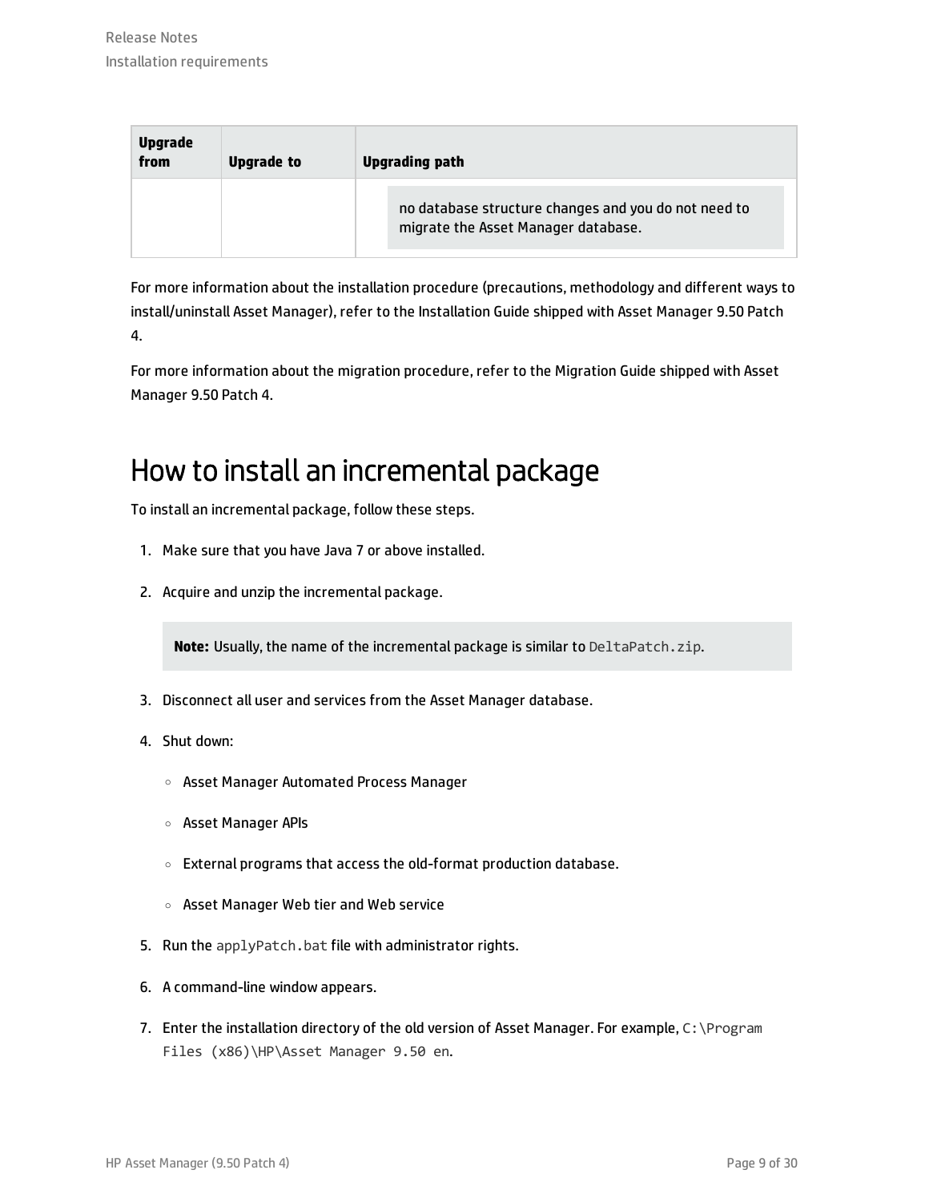| Upgrade from | Upgrade to | Upgrading path |
|---|---|---|
| | | no database structure changes and you do not need to migrate the Asset Manager database. |

For more information about the installation procedure (precautions, methodology and different ways to install/uninstall Asset Manager), refer to the Installation Guide shipped with Asset Manager 9.50 Patch 4.

For more information about the migration procedure, refer to the Migration Guide shipped with Asset Manager 9.50 Patch 4.

# How to install an incremental package

To install an incremental package, follow these steps.

1. Make sure that you have Java 7 or above installed.
2. Acquire and unzip the incremental package.

   > **Note:** Usually, the name of the incremental package is similar to `DeltaPatch.zip`.

3. Disconnect all user and services from the Asset Manager database.
4. Shut down:
   - Asset Manager Automated Process Manager
   - Asset Manager APIs
   - External programs that access the old-format production database.
   - Asset Manager Web tier and Web service
5. Run the `applyPatch.bat` file with administrator rights.
6. A command-line window appears.
7. Enter the installation directory of the old version of Asset Manager. For example, `C:\Program Files (x86)\HP\Asset Manager 9.50 en`.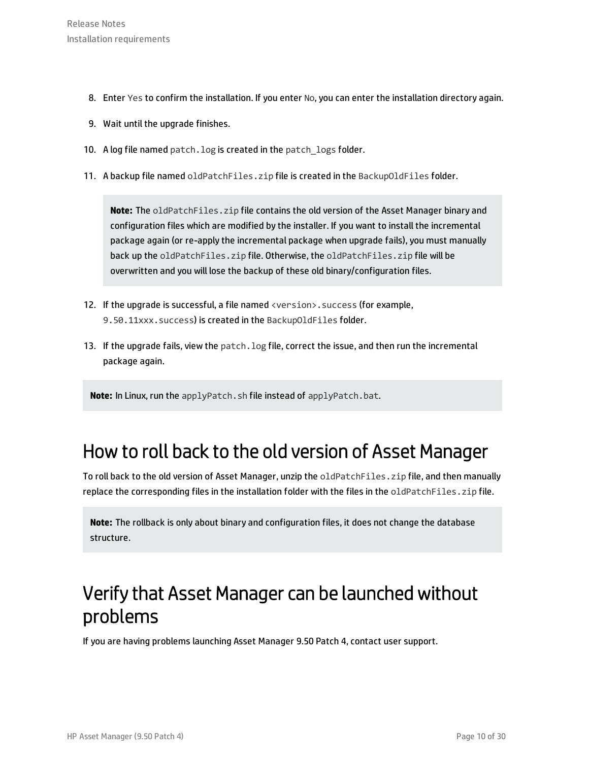8. Enter `Yes` to confirm the installation. If you enter `No`, you can enter the installation directory again.
9. Wait until the upgrade finishes.
10. A log file named `patch.log` is created in the `patch_logs` folder.
11. A backup file named `oldPatchFiles.zip` file is created in the `BackupOldFiles` folder.

    > **Note:** The `oldPatchFiles.zip` file contains the old version of the Asset Manager binary and configuration files which are modified by the installer. If you want to install the incremental package again (or re-apply the incremental package when upgrade fails), you must manually back up the `oldPatchFiles.zip` file. Otherwise, the `oldPatchFiles.zip` file will be overwritten and you will lose the backup of these old binary/configuration files.

12. If the upgrade is successful, a file named `<version>.success` (for example, `9.50.11xxx.success`) is created in the `BackupOldFiles` folder.
13. If the upgrade fails, view the `patch.log` file, correct the issue, and then run the incremental package again.

> **Note:** In Linux, run the `applyPatch.sh` file instead of `applyPatch.bat`.

## How to roll back to the old version of Asset Manager

To roll back to the old version of Asset Manager, unzip the `oldPatchFiles.zip` file, and then manually replace the corresponding files in the installation folder with the files in the `oldPatchFiles.zip` file.

> **Note:** The rollback is only about binary and configuration files, it does not change the database structure.

## Verify that Asset Manager can be launched without problems

If you are having problems launching Asset Manager 9.50 Patch 4, contact user support.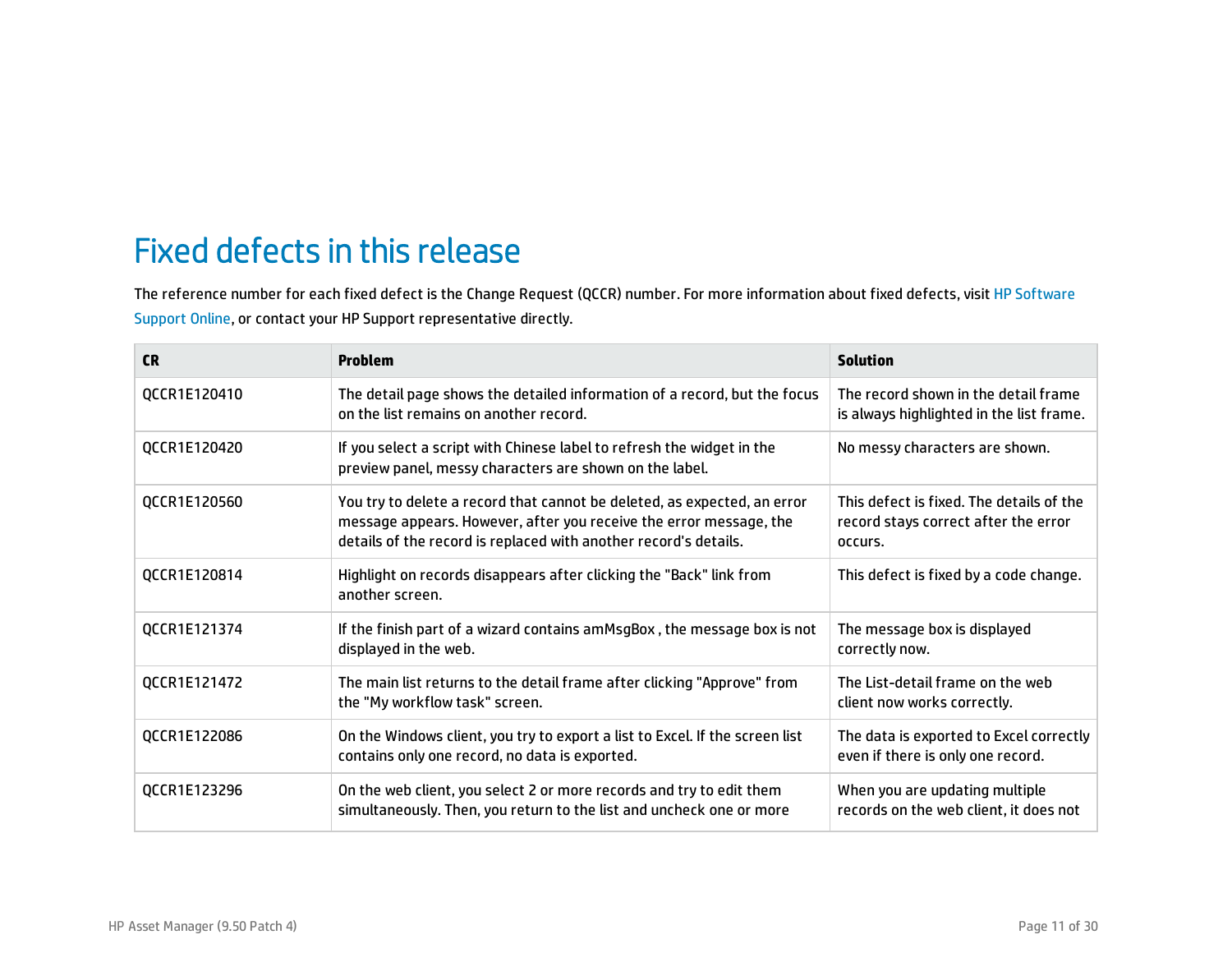# Fixed defects in this release

The reference number for each fixed defect is the Change Request (QCCR) number. For more information about fixed defects, visit HP Software Support Online, or contact your HP Support representative directly.

| CR | Problem | Solution |
| --- | --- | --- |
| QCCR1E120410 | The detail page shows the detailed information of a record, but the focus on the list remains on another record. | The record shown in the detail frame is always highlighted in the list frame. |
| QCCR1E120420 | If you select a script with Chinese label to refresh the widget in the preview panel, messy characters are shown on the label. | No messy characters are shown. |
| QCCR1E120560 | You try to delete a record that cannot be deleted, as expected, an error message appears. However, after you receive the error message, the details of the record is replaced with another record's details. | This defect is fixed. The details of the record stays correct after the error occurs. |
| QCCR1E120814 | Highlight on records disappears after clicking the "Back" link from another screen. | This defect is fixed by a code change. |
| QCCR1E121374 | If the finish part of a wizard contains amMsgBox , the message box is not displayed in the web. | The message box is displayed correctly now. |
| QCCR1E121472 | The main list returns to the detail frame after clicking "Approve" from the "My workflow task" screen. | The List-detail frame on the web client now works correctly. |
| QCCR1E122086 | On the Windows client, you try to export a list to Excel. If the screen list contains only one record, no data is exported. | The data is exported to Excel correctly even if there is only one record. |
| QCCR1E123296 | On the web client, you select 2 or more records and try to edit them simultaneously. Then, you return to the list and uncheck one or more | When you are updating multiple records on the web client, it does not |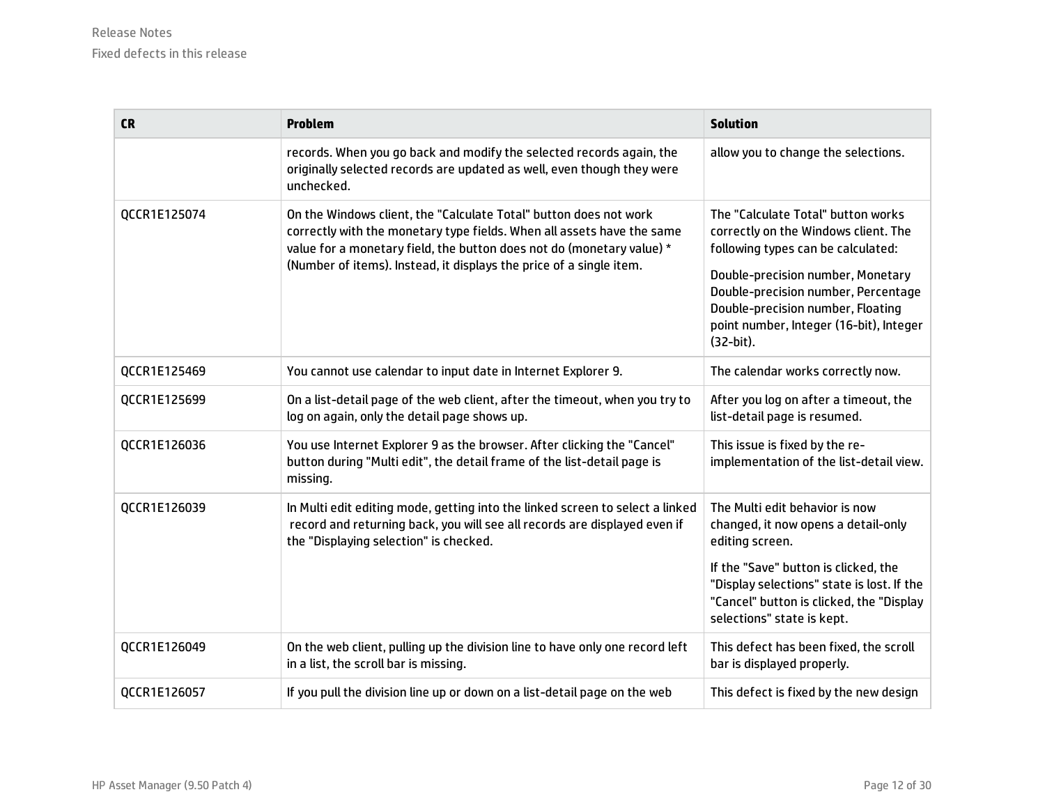| CR | Problem | Solution |
| --- | --- | --- |
| | records. When you go back and modify the selected records again, the originally selected records are updated as well, even though they were unchecked. | allow you to change the selections. |
| QCCR1E125074 | On the Windows client, the "Calculate Total" button does not work correctly with the monetary type fields. When all assets have the same value for a monetary field, the button does not do (monetary value) * (Number of items). Instead, it displays the price of a single item. | The "Calculate Total" button works correctly on the Windows client. The following types can be calculated: <br><br> Double-precision number, Monetary Double-precision number, Percentage Double-precision number, Floating point number, Integer (16-bit), Integer (32-bit). |
| QCCR1E125469 | You cannot use calendar to input date in Internet Explorer 9. | The calendar works correctly now. |
| QCCR1E125699 | On a list-detail page of the web client, after the timeout, when you try to log on again, only the detail page shows up. | After you log on after a timeout, the list-detail page is resumed. |
| QCCR1E126036 | You use Internet Explorer 9 as the browser. After clicking the "Cancel" button during "Multi edit", the detail frame of the list-detail page is missing. | This issue is fixed by the re-implementation of the list-detail view. |
| QCCR1E126039 | In Multi edit editing mode, getting into the linked screen to select a linked record and returning back, you will see all records are displayed even if the "Displaying selection" is checked. | The Multi edit behavior is now changed, it now opens a detail-only editing screen. <br><br> If the "Save" button is clicked, the "Display selections" state is lost. If the "Cancel" button is clicked, the "Display selections" state is kept. |
| QCCR1E126049 | On the web client, pulling up the division line to have only one record left in a list, the scroll bar is missing. | This defect has been fixed, the scroll bar is displayed properly. |
| QCCR1E126057 | If you pull the division line up or down on a list-detail page on the web | This defect is fixed by the new design |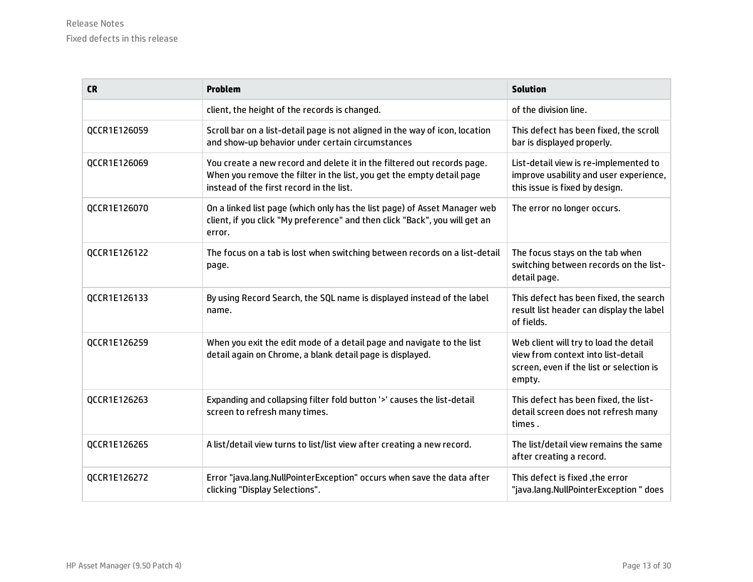| CR | Problem | Solution |
| --- | --- | --- |
| | client, the height of the records is changed. | of the division line. |
| QCCR1E126059 | Scroll bar on a list-detail page is not aligned in the way of icon, location and show-up behavior under certain circumstances | This defect has been fixed, the scroll bar is displayed properly. |
| QCCR1E126069 | You create a new record and delete it in the filtered out records page. When you remove the filter in the list, you get the empty detail page instead of the first record in the list. | List-detail view is re-implemented to improve usability and user experience, this issue is fixed by design. |
| QCCR1E126070 | On a linked list page (which only has the list page) of Asset Manager web client, if you click "My preference" and then click "Back", you will get an error. | The error no longer occurs. |
| QCCR1E126122 | The focus on a tab is lost when switching between records on a list-detail page. | The focus stays on the tab when switching between records on the list-detail page. |
| QCCR1E126133 | By using Record Search, the SQL name is displayed instead of the label name. | This defect has been fixed, the search result list header can display the label of fields. |
| QCCR1E126259 | When you exit the edit mode of a detail page and navigate to the list detail again on Chrome, a blank detail page is displayed. | Web client will try to load the detail view from context into list-detail screen, even if the list or selection is empty. |
| QCCR1E126263 | Expanding and collapsing filter fold button '>' causes the list-detail screen to refresh many times. | This defect has been fixed, the list-detail screen does not refresh many times . |
| QCCR1E126265 | A list/detail view turns to list/list view after creating a new record. | The list/detail view remains the same after creating a record. |
| QCCR1E126272 | Error "java.lang.NullPointerException" occurs when save the data after clicking "Display Selections". | This defect is fixed ,the error "java.lang.NullPointerException " does |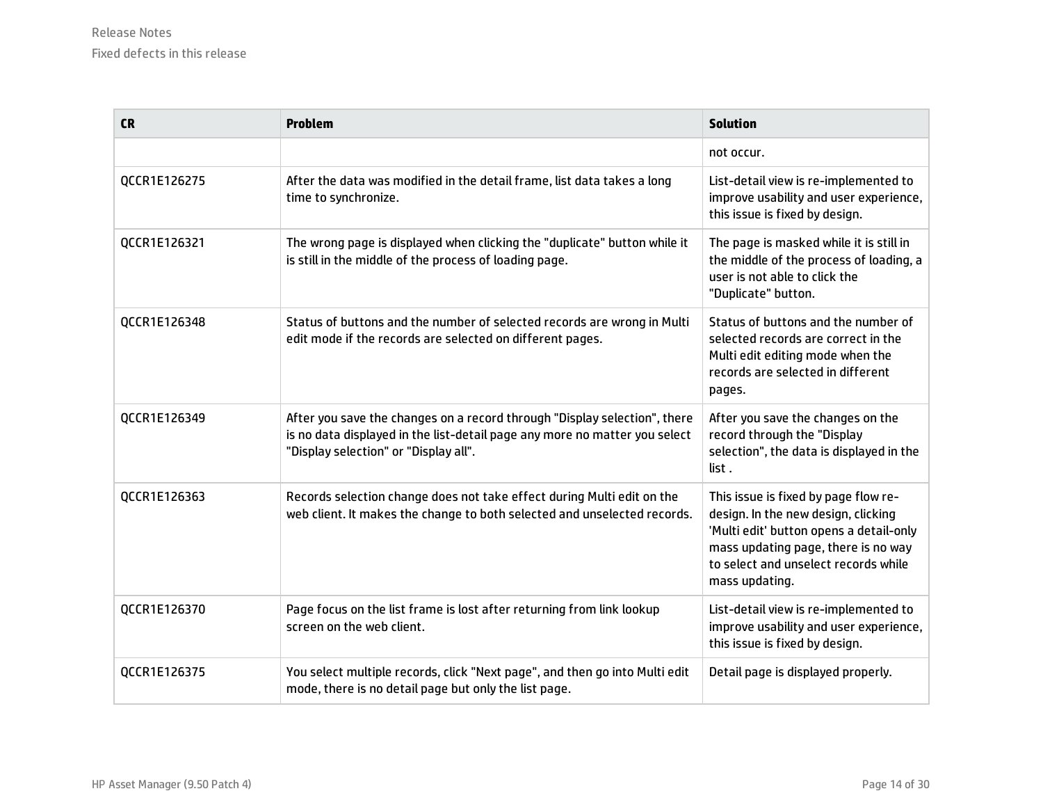| CR | Problem | Solution |
| --- | --- | --- |
| | | not occur. |
| QCCR1E126275 | After the data was modified in the detail frame, list data takes a long time to synchronize. | List-detail view is re-implemented to improve usability and user experience, this issue is fixed by design. |
| QCCR1E126321 | The wrong page is displayed when clicking the "duplicate" button while it is still in the middle of the process of loading page. | The page is masked while it is still in the middle of the process of loading, a user is not able to click the "Duplicate" button. |
| QCCR1E126348 | Status of buttons and the number of selected records are wrong in Multi edit mode if the records are selected on different pages. | Status of buttons and the number of selected records are correct in the Multi edit editing mode when the records are selected in different pages. |
| QCCR1E126349 | After you save the changes on a record through "Display selection", there is no data displayed in the list-detail page any more no matter you select "Display selection" or "Display all". | After you save the changes on the record through the "Display selection", the data is displayed in the list . |
| QCCR1E126363 | Records selection change does not take effect during Multi edit on the web client. It makes the change to both selected and unselected records. | This issue is fixed by page flow re-design. In the new design, clicking 'Multi edit' button opens a detail-only mass updating page, there is no way to select and unselect records while mass updating. |
| QCCR1E126370 | Page focus on the list frame is lost after returning from link lookup screen on the web client. | List-detail view is re-implemented to improve usability and user experience, this issue is fixed by design. |
| QCCR1E126375 | You select multiple records, click "Next page", and then go into Multi edit mode, there is no detail page but only the list page. | Detail page is displayed properly. |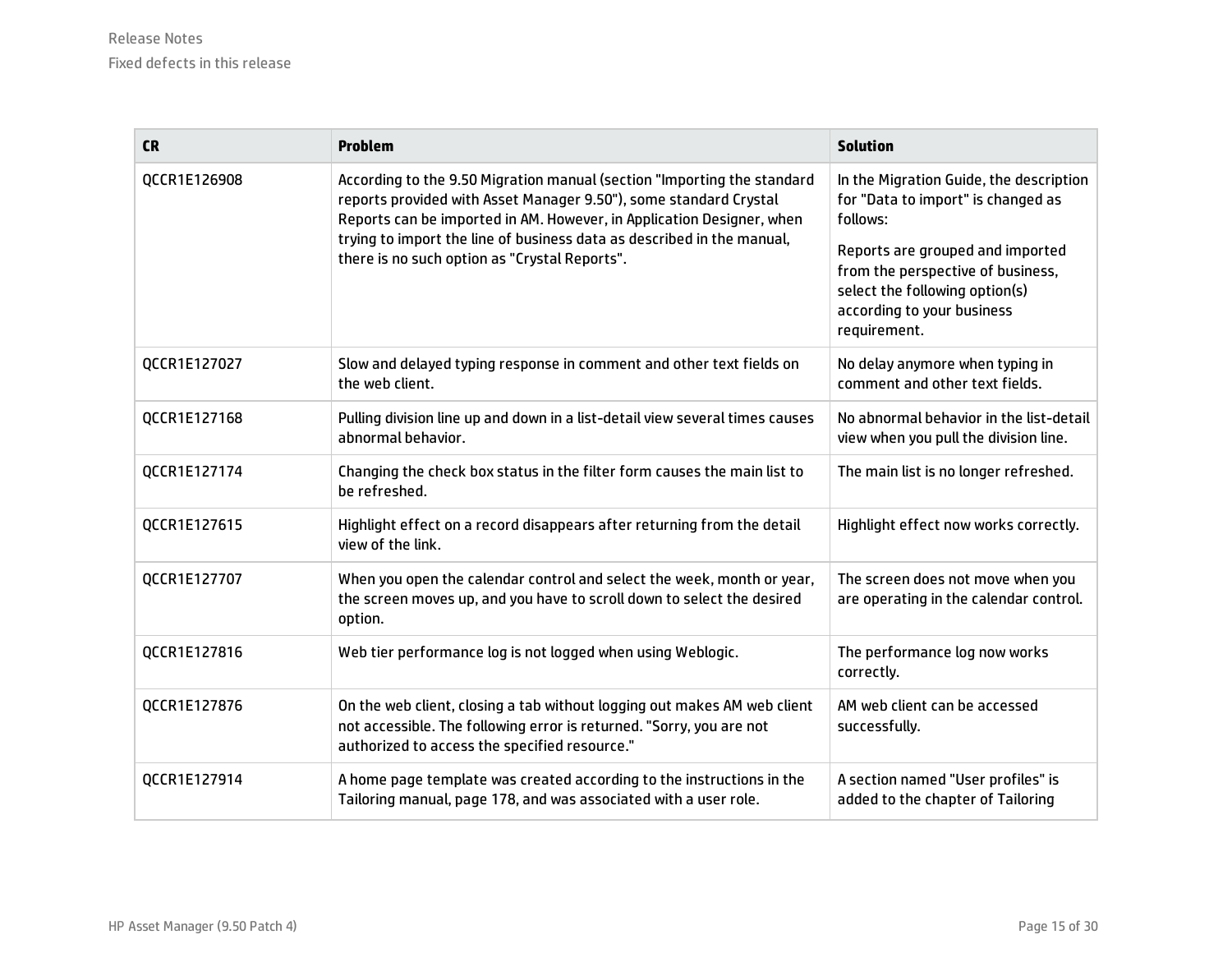| CR | Problem | Solution |
|---|---|---|
| QCCR1E126908 | According to the 9.50 Migration manual (section "Importing the standard reports provided with Asset Manager 9.50"), some standard Crystal Reports can be imported in AM. However, in Application Designer, when trying to import the line of business data as described in the manual, there is no such option as "Crystal Reports". | In the Migration Guide, the description for "Data to import" is changed as follows:<br><br>Reports are grouped and imported from the perspective of business, select the following option(s) according to your business requirement. |
| QCCR1E127027 | Slow and delayed typing response in comment and other text fields on the web client. | No delay anymore when typing in comment and other text fields. |
| QCCR1E127168 | Pulling division line up and down in a list-detail view several times causes abnormal behavior. | No abnormal behavior in the list-detail view when you pull the division line. |
| QCCR1E127174 | Changing the check box status in the filter form causes the main list to be refreshed. | The main list is no longer refreshed. |
| QCCR1E127615 | Highlight effect on a record disappears after returning from the detail view of the link. | Highlight effect now works correctly. |
| QCCR1E127707 | When you open the calendar control and select the week, month or year, the screen moves up, and you have to scroll down to select the desired option. | The screen does not move when you are operating in the calendar control. |
| QCCR1E127816 | Web tier performance log is not logged when using Weblogic. | The performance log now works correctly. |
| QCCR1E127876 | On the web client, closing a tab without logging out makes AM web client not accessible. The following error is returned. "Sorry, you are not authorized to access the specified resource." | AM web client can be accessed successfully. |
| QCCR1E127914 | A home page template was created according to the instructions in the Tailoring manual, page 178, and was associated with a user role. | A section named "User profiles" is added to the chapter of Tailoring |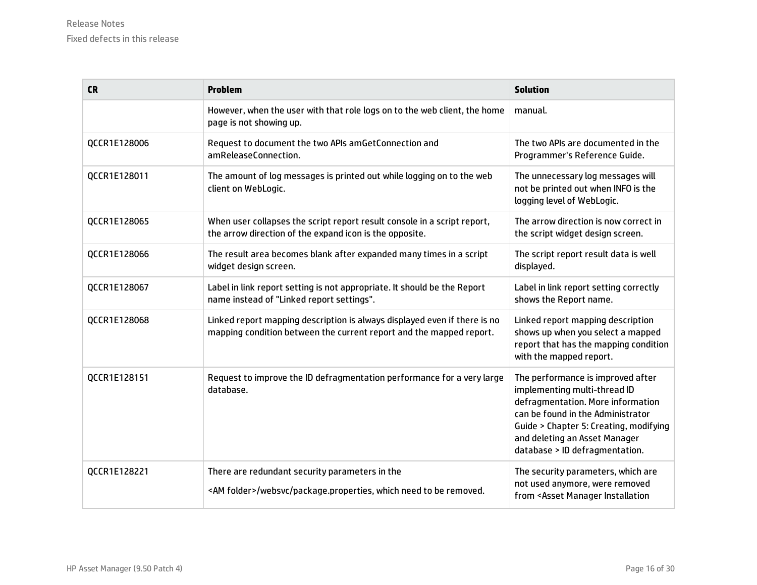| CR | Problem | Solution |
| --- | --- | --- |
| | However, when the user with that role logs on to the web client, the home page is not showing up. | manual. |
| QCCR1E128006 | Request to document the two APIs amGetConnection and amReleaseConnection. | The two APIs are documented in the Programmer's Reference Guide. |
| QCCR1E128011 | The amount of log messages is printed out while logging on to the web client on WebLogic. | The unnecessary log messages will not be printed out when INFO is the logging level of WebLogic. |
| QCCR1E128065 | When user collapses the script report result console in a script report, the arrow direction of the expand icon is the opposite. | The arrow direction is now correct in the script widget design screen. |
| QCCR1E128066 | The result area becomes blank after expanded many times in a script widget design screen. | The script report result data is well displayed. |
| QCCR1E128067 | Label in link report setting is not appropriate. It should be the Report name instead of "Linked report settings". | Label in link report setting correctly shows the Report name. |
| QCCR1E128068 | Linked report mapping description is always displayed even if there is no mapping condition between the current report and the mapped report. | Linked report mapping description shows up when you select a mapped report that has the mapping condition with the mapped report. |
| QCCR1E128151 | Request to improve the ID defragmentation performance for a very large database. | The performance is improved after implementing multi-thread ID defragmentation. More information can be found in the Administrator Guide > Chapter 5: Creating, modifying and deleting an Asset Manager database > ID defragmentation. |
| QCCR1E128221 | There are redundant security parameters in the <AM folder>/websvc/package.properties, which need to be removed. | The security parameters, which are not used anymore, were removed from <Asset Manager Installation |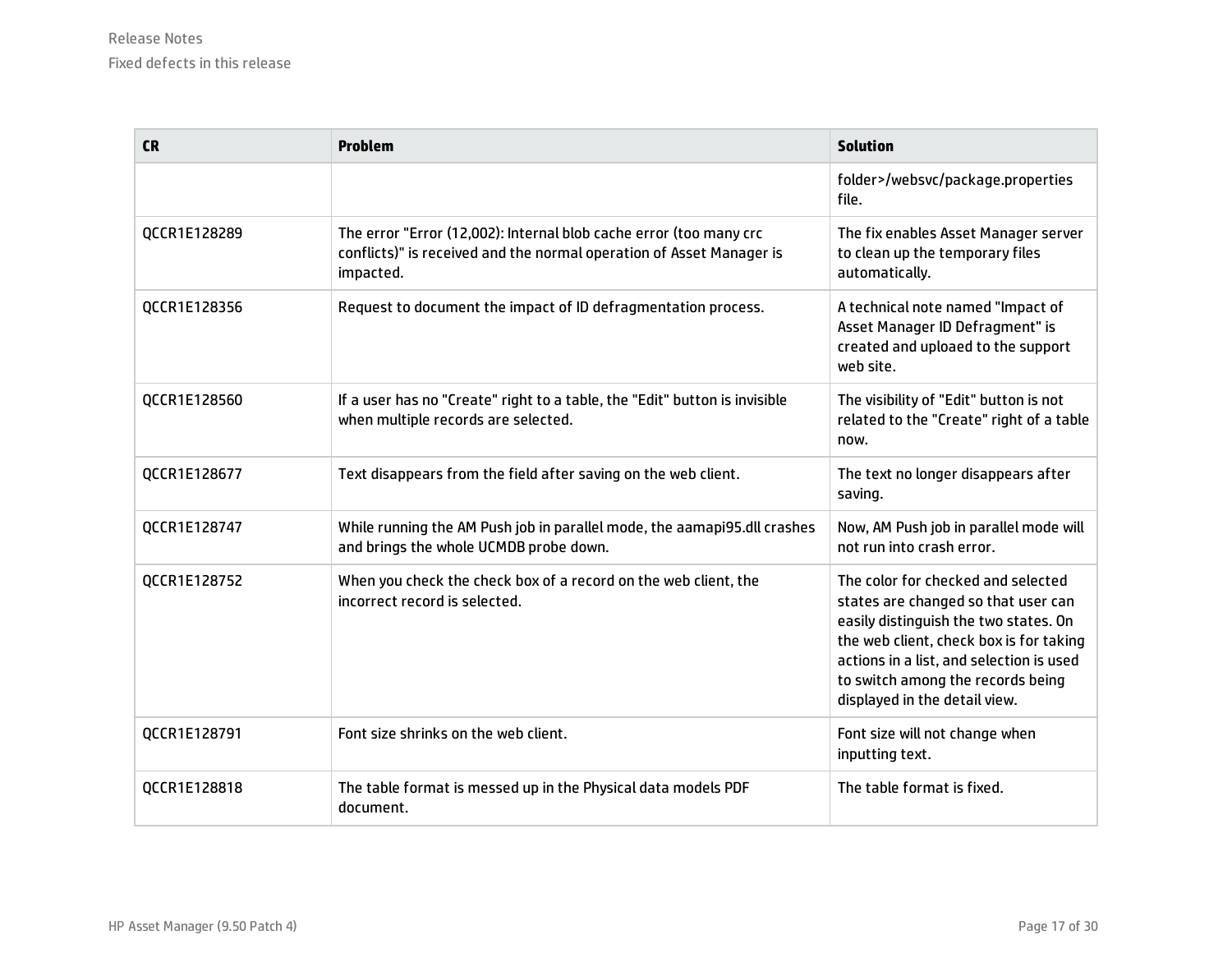| CR | Problem | Solution |
| --- | --- | --- |
| | | folder>/websvc/package.properties file. |
| QCCR1E128289 | The error "Error (12,002): Internal blob cache error (too many crc conflicts)" is received and the normal operation of Asset Manager is impacted. | The fix enables Asset Manager server to clean up the temporary files automatically. |
| QCCR1E128356 | Request to document the impact of ID defragmentation process. | A technical note named "Impact of Asset Manager ID Defragment" is created and uploaed to the support web site. |
| QCCR1E128560 | If a user has no "Create" right to a table, the "Edit" button is invisible when multiple records are selected. | The visibility of "Edit" button is not related to the "Create" right of a table now. |
| QCCR1E128677 | Text disappears from the field after saving on the web client. | The text no longer disappears after saving. |
| QCCR1E128747 | While running the AM Push job in parallel mode, the aamapi95.dll crashes and brings the whole UCMDB probe down. | Now, AM Push job in parallel mode will not run into crash error. |
| QCCR1E128752 | When you check the check box of a record on the web client, the incorrect record is selected. | The color for checked and selected states are changed so that user can easily distinguish the two states. On the web client, check box is for taking actions in a list, and selection is used to switch among the records being displayed in the detail view. |
| QCCR1E128791 | Font size shrinks on the web client. | Font size will not change when inputting text. |
| QCCR1E128818 | The table format is messed up in the Physical data models PDF document. | The table format is fixed. |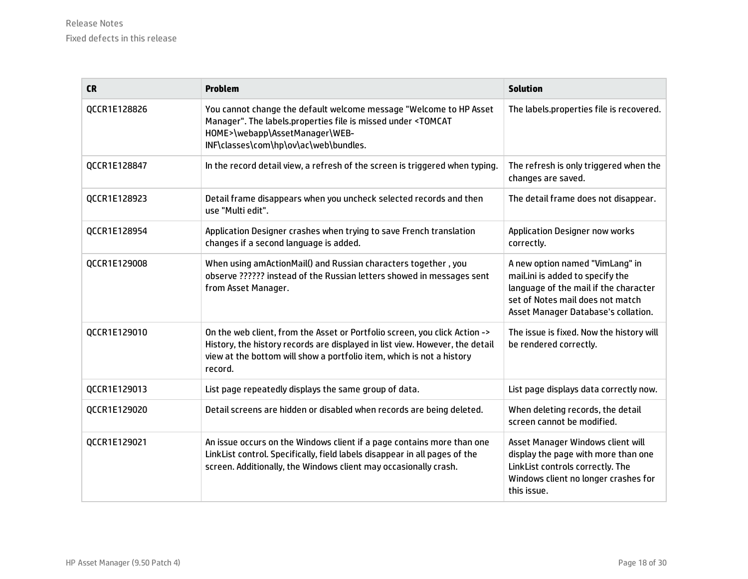| CR | Problem | Solution |
|---|---|---|
| QCCR1E128826 | You cannot change the default welcome message "Welcome to HP Asset Manager". The labels.properties file is missed under <TOMCAT HOME>\webapp\AssetManager\WEB-INF\classes\com\hp\ov\ac\web\bundles. | The labels.properties file is recovered. |
| QCCR1E128847 | In the record detail view, a refresh of the screen is triggered when typing. | The refresh is only triggered when the changes are saved. |
| QCCR1E128923 | Detail frame disappears when you uncheck selected records and then use "Multi edit". | The detail frame does not disappear. |
| QCCR1E128954 | Application Designer crashes when trying to save French translation changes if a second language is added. | Application Designer now works correctly. |
| QCCR1E129008 | When using amActionMail() and Russian characters together , you observe ?????? instead of the Russian letters showed in messages sent from Asset Manager. | A new option named "VimLang" in mail.ini is added to specify the language of the mail if the character set of Notes mail does not match Asset Manager Database's collation. |
| QCCR1E129010 | On the web client, from the Asset or Portfolio screen, you click Action -> History, the history records are displayed in list view. However, the detail view at the bottom will show a portfolio item, which is not a history record. | The issue is fixed. Now the history will be rendered correctly. |
| QCCR1E129013 | List page repeatedly displays the same group of data. | List page displays data correctly now. |
| QCCR1E129020 | Detail screens are hidden or disabled when records are being deleted. | When deleting records, the detail screen cannot be modified. |
| QCCR1E129021 | An issue occurs on the Windows client if a page contains more than one LinkList control. Specifically, field labels disappear in all pages of the screen. Additionally, the Windows client may occasionally crash. | Asset Manager Windows client will display the page with more than one LinkList controls correctly. The Windows client no longer crashes for this issue. |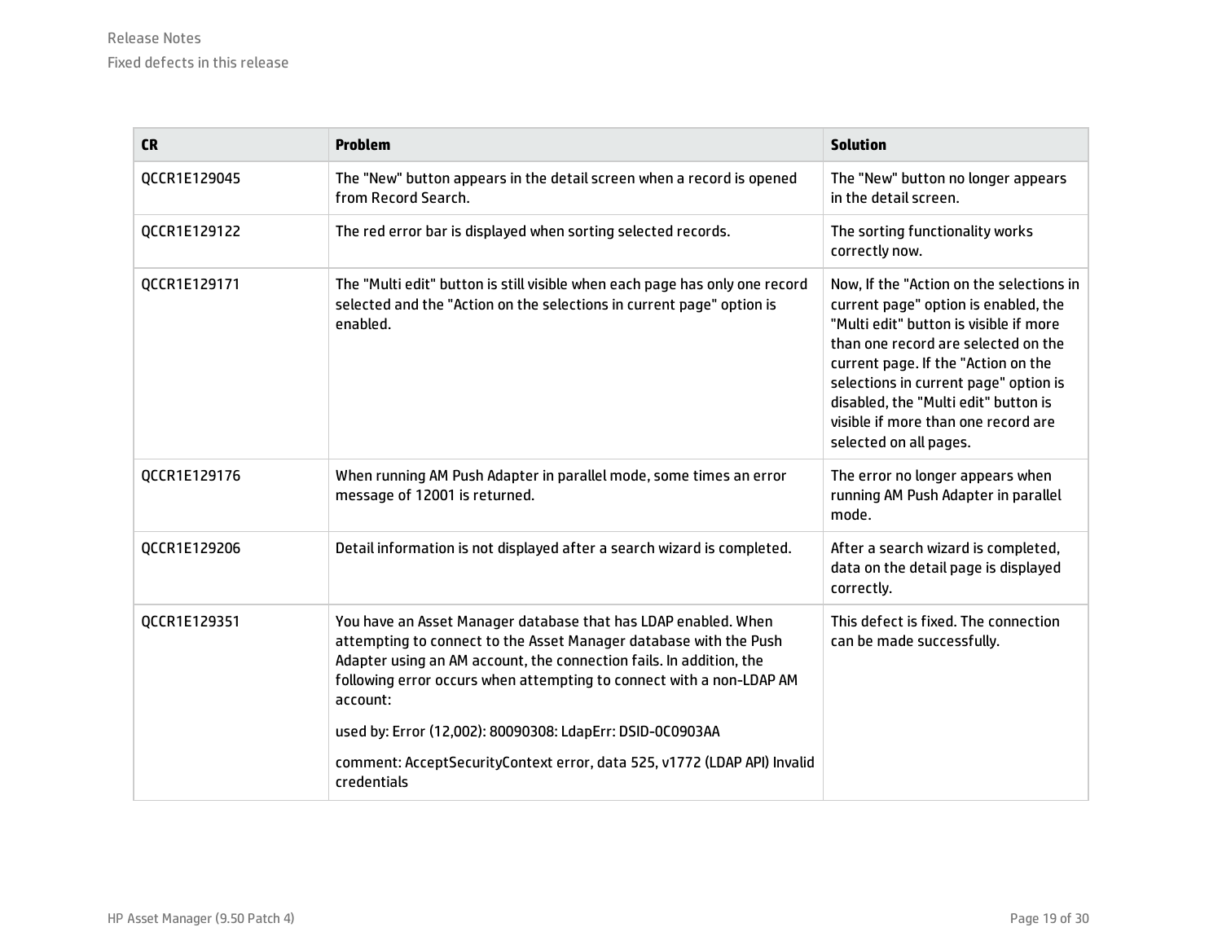| CR | Problem | Solution |
|---|---|---|
| QCCR1E129045 | The "New" button appears in the detail screen when a record is opened from Record Search. | The "New" button no longer appears in the detail screen. |
| QCCR1E129122 | The red error bar is displayed when sorting selected records. | The sorting functionality works correctly now. |
| QCCR1E129171 | The "Multi edit" button is still visible when each page has only one record selected and the "Action on the selections in current page" option is enabled. | Now, If the "Action on the selections in current page" option is enabled, the "Multi edit" button is visible if more than one record are selected on the current page. If the "Action on the selections in current page" option is disabled, the "Multi edit" button is visible if more than one record are selected on all pages. |
| QCCR1E129176 | When running AM Push Adapter in parallel mode, some times an error message of 12001 is returned. | The error no longer appears when running AM Push Adapter in parallel mode. |
| QCCR1E129206 | Detail information is not displayed after a search wizard is completed. | After a search wizard is completed, data on the detail page is displayed correctly. |
| QCCR1E129351 | You have an Asset Manager database that has LDAP enabled. When attempting to connect to the Asset Manager database with the Push Adapter using an AM account, the connection fails. In addition, the following error occurs when attempting to connect with a non-LDAP AM account:<br><br>used by: Error (12,002): 80090308: LdapErr: DSID-0C0903AA<br><br>comment: AcceptSecurityContext error, data 525, v1772 (LDAP API) Invalid credentials | This defect is fixed. The connection can be made successfully. |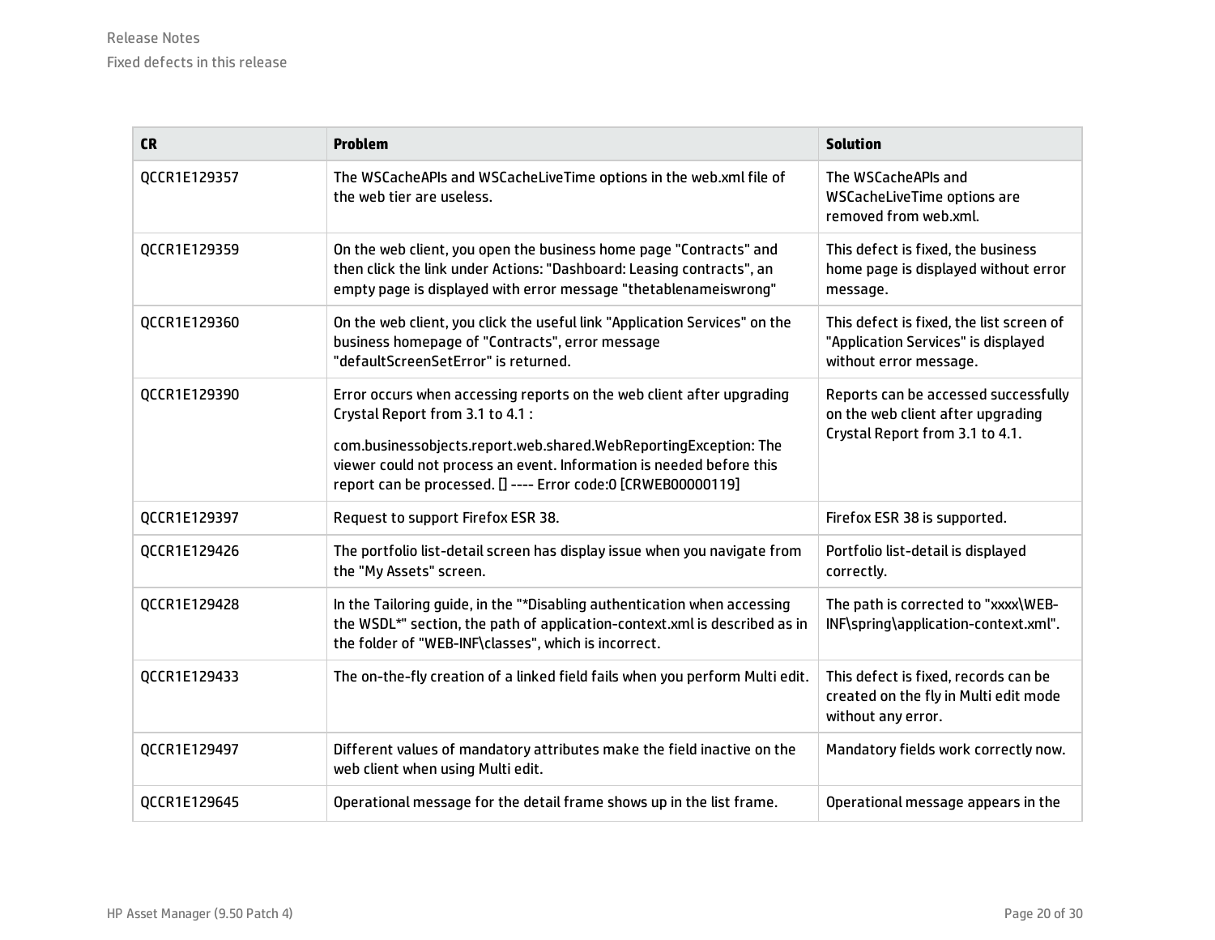| CR | Problem | Solution |
|---|---|---|
| QCCR1E129357 | The WSCacheAPIs and WSCacheLiveTime options in the web.xml file of the web tier are useless. | The WSCacheAPIs and WSCacheLiveTime options are removed from web.xml. |
| QCCR1E129359 | On the web client, you open the business home page "Contracts" and then click the link under Actions: "Dashboard: Leasing contracts", an empty page is displayed with error message "thetablenameiswrong" | This defect is fixed, the business home page is displayed without error message. |
| QCCR1E129360 | On the web client, you click the useful link "Application Services" on the business homepage of "Contracts", error message "defaultScreenSetError" is returned. | This defect is fixed, the list screen of "Application Services" is displayed without error message. |
| QCCR1E129390 | Error occurs when accessing reports on the web client after upgrading Crystal Report from 3.1 to 4.1 :<br><br>com.businessobjects.report.web.shared.WebReportingException: The viewer could not process an event. Information is needed before this report can be processed. [] ---- Error code:0 [CRWEB00000119] | Reports can be accessed successfully on the web client after upgrading Crystal Report from 3.1 to 4.1. |
| QCCR1E129397 | Request to support Firefox ESR 38. | Firefox ESR 38 is supported. |
| QCCR1E129426 | The portfolio list-detail screen has display issue when you navigate from the "My Assets" screen. | Portfolio list-detail is displayed correctly. |
| QCCR1E129428 | In the Tailoring guide, in the "*Disabling authentication when accessing the WSDL*" section, the path of application-context.xml is described as in the folder of "WEB-INF\classes", which is incorrect. | The path is corrected to "xxxx\WEB-INF\spring\application-context.xml". |
| QCCR1E129433 | The on-the-fly creation of a linked field fails when you perform Multi edit. | This defect is fixed, records can be created on the fly in Multi edit mode without any error. |
| QCCR1E129497 | Different values of mandatory attributes make the field inactive on the web client when using Multi edit. | Mandatory fields work correctly now. |
| QCCR1E129645 | Operational message for the detail frame shows up in the list frame. | Operational message appears in the |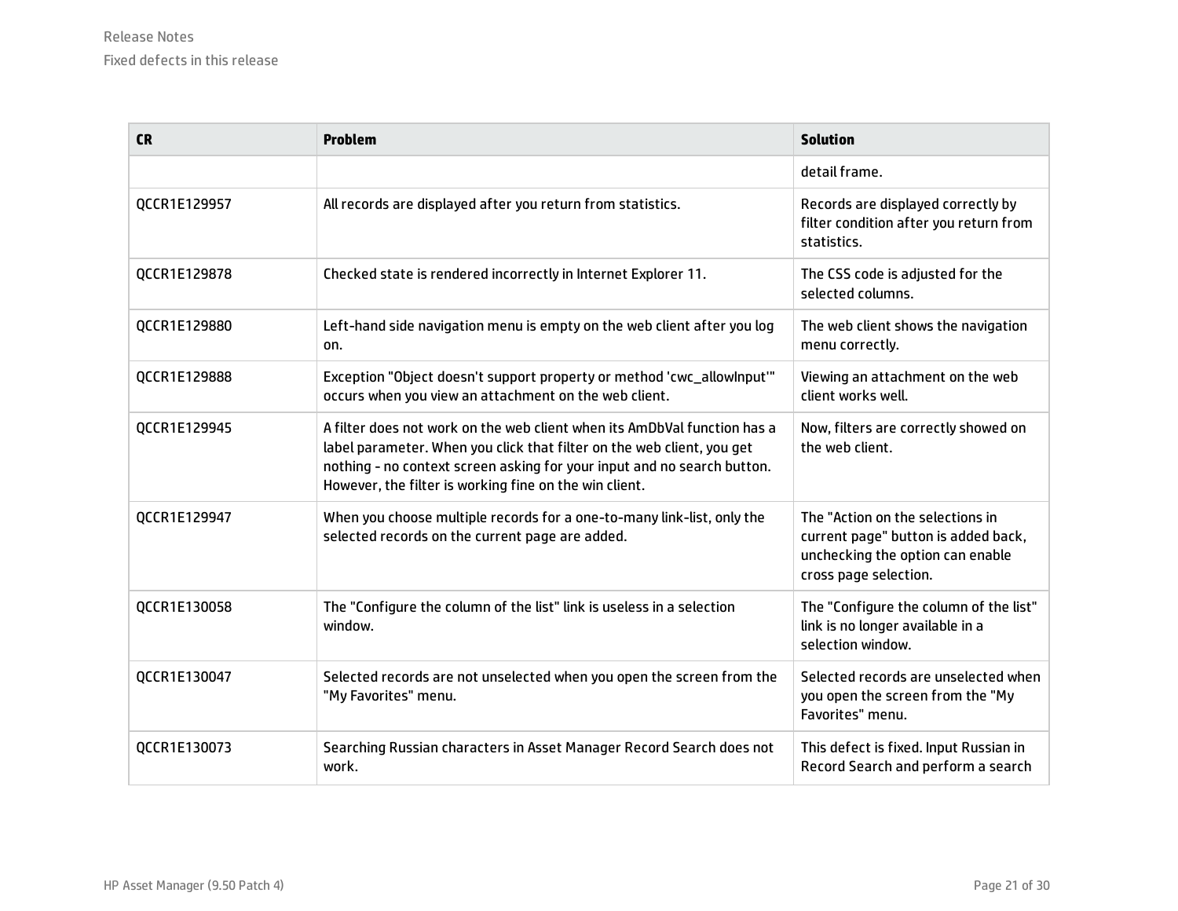| CR | Problem | Solution |
| --- | --- | --- |
| | | detail frame. |
| QCCR1E129957 | All records are displayed after you return from statistics. | Records are displayed correctly by filter condition after you return from statistics. |
| QCCR1E129878 | Checked state is rendered incorrectly in Internet Explorer 11. | The CSS code is adjusted for the selected columns. |
| QCCR1E129880 | Left-hand side navigation menu is empty on the web client after you log on. | The web client shows the navigation menu correctly. |
| QCCR1E129888 | Exception "Object doesn't support property or method 'cwc_allowInput'" occurs when you view an attachment on the web client. | Viewing an attachment on the web client works well. |
| QCCR1E129945 | A filter does not work on the web client when its AmDbVal function has a label parameter. When you click that filter on the web client, you get nothing - no context screen asking for your input and no search button. However, the filter is working fine on the win client. | Now, filters are correctly showed on the web client. |
| QCCR1E129947 | When you choose multiple records for a one-to-many link-list, only the selected records on the current page are added. | The "Action on the selections in current page" button is added back, unchecking the option can enable cross page selection. |
| QCCR1E130058 | The "Configure the column of the list" link is useless in a selection window. | The "Configure the column of the list" link is no longer available in a selection window. |
| QCCR1E130047 | Selected records are not unselected when you open the screen from the "My Favorites" menu. | Selected records are unselected when you open the screen from the "My Favorites" menu. |
| QCCR1E130073 | Searching Russian characters in Asset Manager Record Search does not work. | This defect is fixed. Input Russian in Record Search and perform a search |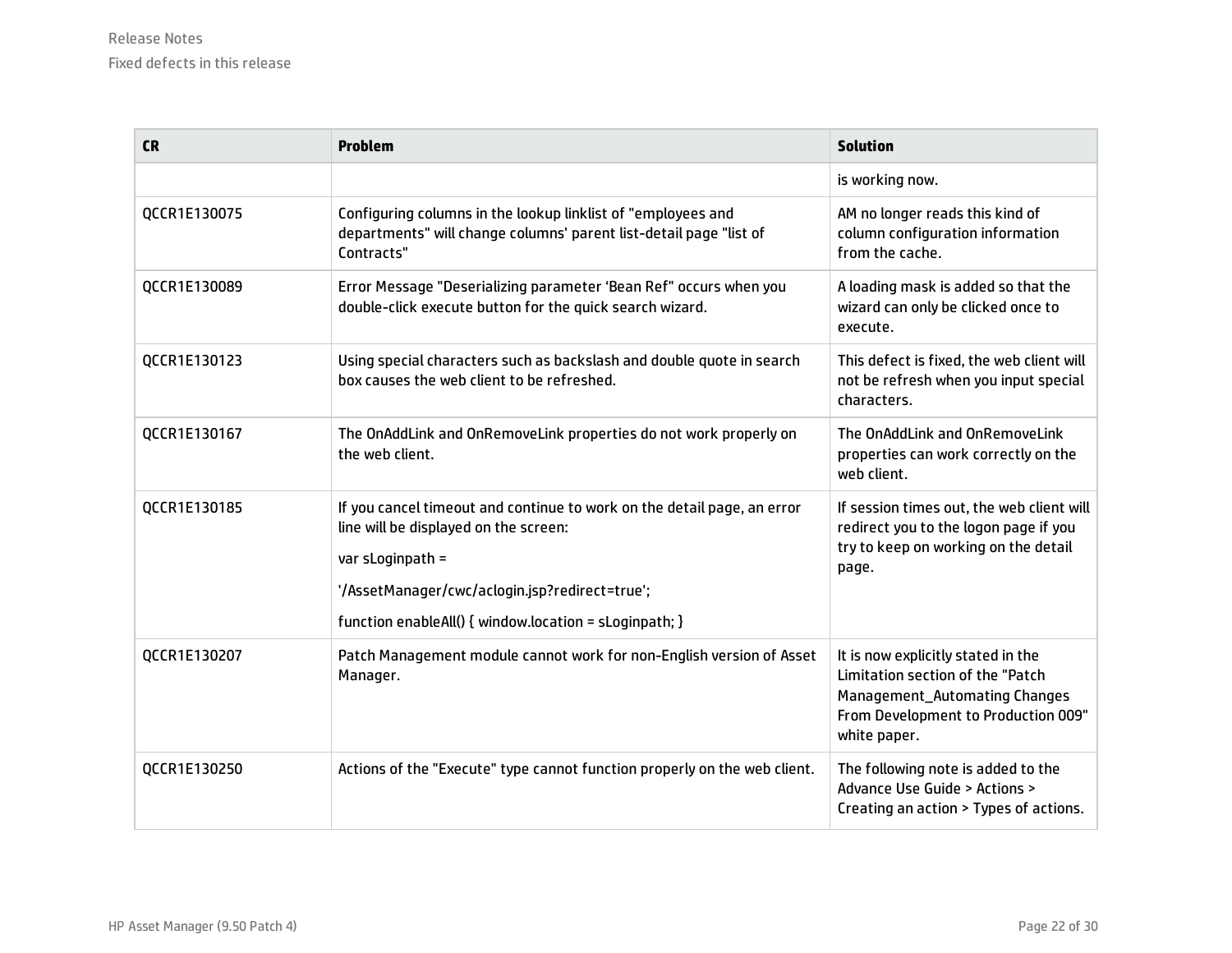| CR | Problem | Solution |
| --- | --- | --- |
| | | is working now. |
| QCCR1E130075 | Configuring columns in the lookup linklist of "employees and departments" will change columns' parent list-detail page "list of Contracts" | AM no longer reads this kind of column configuration information from the cache. |
| QCCR1E130089 | Error Message "Deserializing parameter 'Bean Ref" occurs when you double-click execute button for the quick search wizard. | A loading mask is added so that the wizard can only be clicked once to execute. |
| QCCR1E130123 | Using special characters such as backslash and double quote in search box causes the web client to be refreshed. | This defect is fixed, the web client will not be refresh when you input special characters. |
| QCCR1E130167 | The OnAddLink and OnRemoveLink properties do not work properly on the web client. | The OnAddLink and OnRemoveLink properties can work correctly on the web client. |
| QCCR1E130185 | If you cancel timeout and continue to work on the detail page, an error line will be displayed on the screen:<br><br>var sLoginpath =<br><br>'/AssetManager/cwc/aclogin.jsp?redirect=true';<br><br>function enableAll() { window.location = sLoginpath; } | If session times out, the web client will redirect you to the logon page if you try to keep on working on the detail page. |
| QCCR1E130207 | Patch Management module cannot work for non-English version of Asset Manager. | It is now explicitly stated in the Limitation section of the "Patch Management_Automating Changes From Development to Production 009" white paper. |
| QCCR1E130250 | Actions of the "Execute" type cannot function properly on the web client. | The following note is added to the Advance Use Guide > Actions > Creating an action > Types of actions. |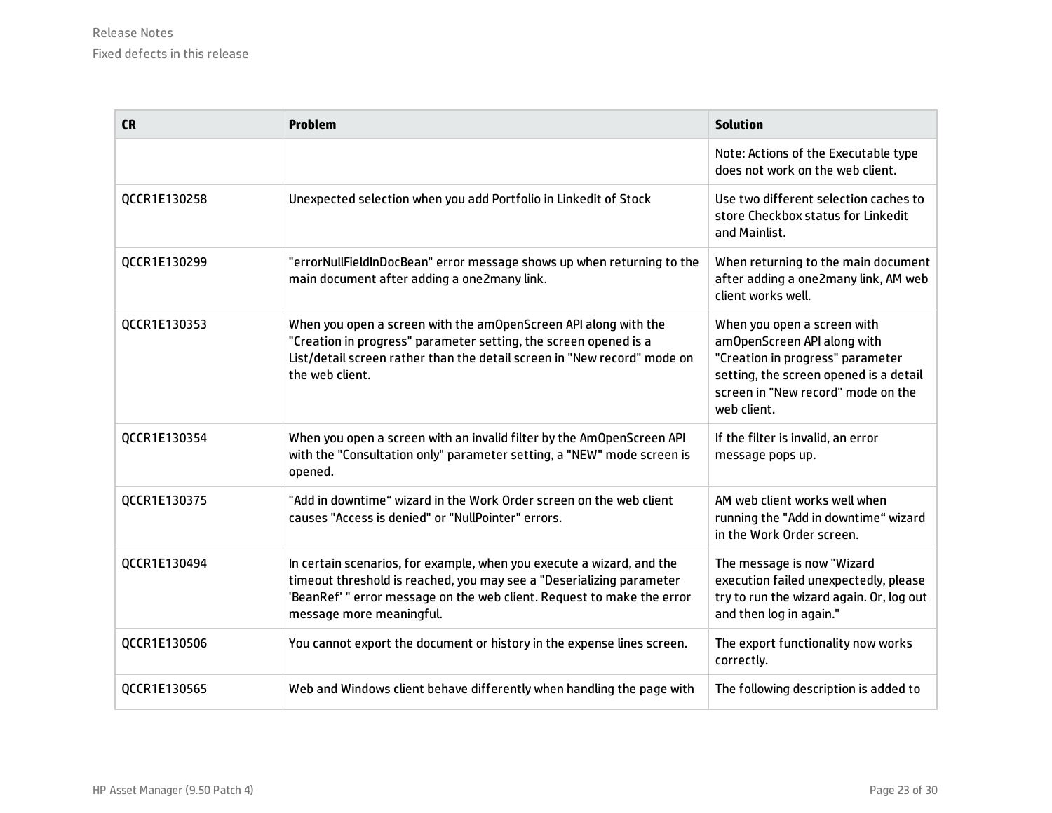| CR | Problem | Solution |
|---|---|---|
| | | Note: Actions of the Executable type does not work on the web client. |
| QCCR1E130258 | Unexpected selection when you add Portfolio in Linkedit of Stock | Use two different selection caches to store Checkbox status for Linkedit and Mainlist. |
| QCCR1E130299 | "errorNullFieldInDocBean" error message shows up when returning to the main document after adding a one2many link. | When returning to the main document after adding a one2many link, AM web client works well. |
| QCCR1E130353 | When you open a screen with the amOpenScreen API along with the "Creation in progress" parameter setting, the screen opened is a List/detail screen rather than the detail screen in "New record" mode on the web client. | When you open a screen with amOpenScreen API along with "Creation in progress" parameter setting, the screen opened is a detail screen in "New record" mode on the web client. |
| QCCR1E130354 | When you open a screen with an invalid filter by the AmOpenScreen API with the "Consultation only" parameter setting, a "NEW" mode screen is opened. | If the filter is invalid, an error message pops up. |
| QCCR1E130375 | "Add in downtime“ wizard in the Work Order screen on the web client causes "Access is denied" or "NullPointer" errors. | AM web client works well when running the "Add in downtime“ wizard in the Work Order screen. |
| QCCR1E130494 | In certain scenarios, for example, when you execute a wizard, and the timeout threshold is reached, you may see a "Deserializing parameter 'BeanRef' " error message on the web client. Request to make the error message more meaningful. | The message is now "Wizard execution failed unexpectedly, please try to run the wizard again. Or, log out and then log in again." |
| QCCR1E130506 | You cannot export the document or history in the expense lines screen. | The export functionality now works correctly. |
| QCCR1E130565 | Web and Windows client behave differently when handling the page with | The following description is added to |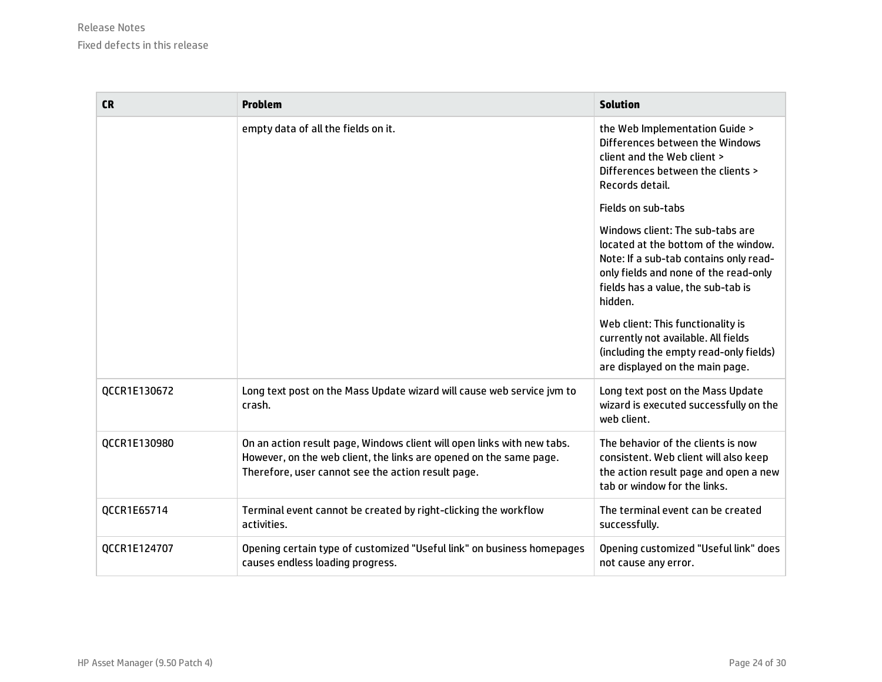| CR | Problem | Solution |
| --- | --- | --- |
| | empty data of all the fields on it. | the Web Implementation Guide > Differences between the Windows client and the Web client > Differences between the clients > Records detail.<br><br>Fields on sub-tabs<br><br>Windows client: The sub-tabs are located at the bottom of the window. Note: If a sub-tab contains only read-only fields and none of the read-only fields has a value, the sub-tab is hidden.<br><br>Web client: This functionality is currently not available. All fields (including the empty read-only fields) are displayed on the main page. |
| QCCR1E130672 | Long text post on the Mass Update wizard will cause web service jvm to crash. | Long text post on the Mass Update wizard is executed successfully on the web client. |
| QCCR1E130980 | On an action result page, Windows client will open links with new tabs. However, on the web client, the links are opened on the same page. Therefore, user cannot see the action result page. | The behavior of the clients is now consistent. Web client will also keep the action result page and open a new tab or window for the links. |
| QCCR1E65714 | Terminal event cannot be created by right-clicking the workflow activities. | The terminal event can be created successfully. |
| QCCR1E124707 | Opening certain type of customized "Useful link" on business homepages causes endless loading progress. | Opening customized "Useful link" does not cause any error. |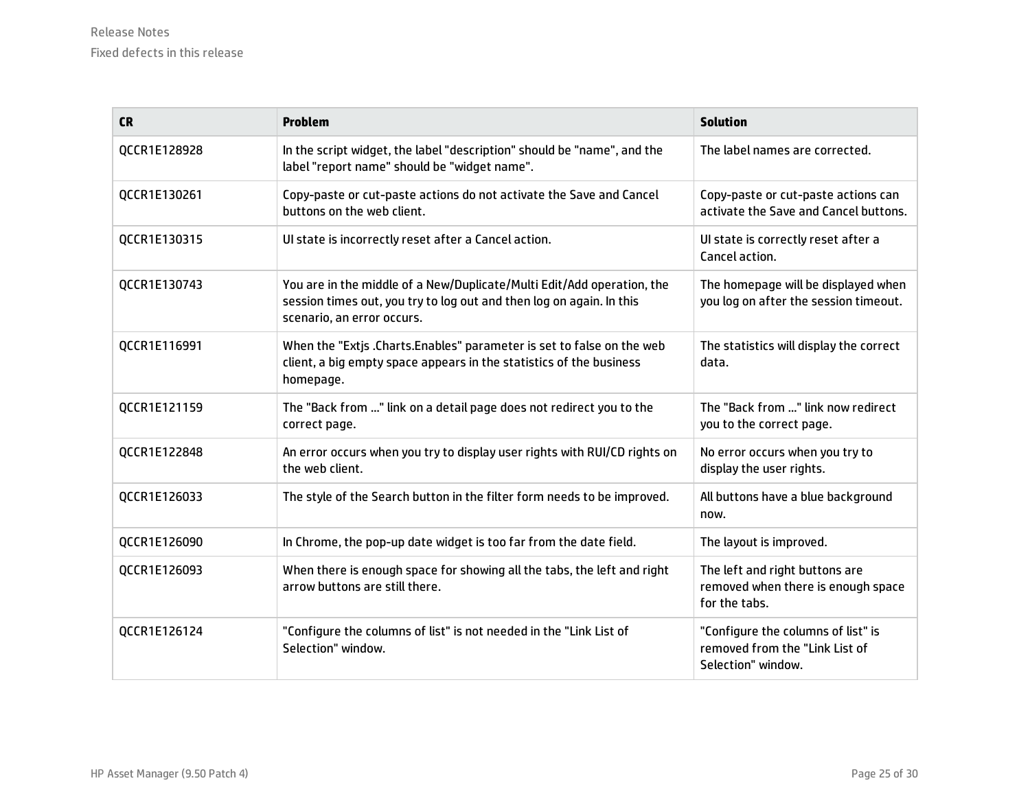| CR | Problem | Solution |
| --- | --- | --- |
| QCCR1E128928 | In the script widget, the label "description" should be "name", and the label "report name" should be "widget name". | The label names are corrected. |
| QCCR1E130261 | Copy-paste or cut-paste actions do not activate the Save and Cancel buttons on the web client. | Copy-paste or cut-paste actions can activate the Save and Cancel buttons. |
| QCCR1E130315 | UI state is incorrectly reset after a Cancel action. | UI state is correctly reset after a Cancel action. |
| QCCR1E130743 | You are in the middle of a New/Duplicate/Multi Edit/Add operation, the session times out, you try to log out and then log on again. In this scenario, an error occurs. | The homepage will be displayed when you log on after the session timeout. |
| QCCR1E116991 | When the "Extjs .Charts.Enables" parameter is set to false on the web client, a big empty space appears in the statistics of the business homepage. | The statistics will display the correct data. |
| QCCR1E121159 | The "Back from ..." link on a detail page does not redirect you to the correct page. | The "Back from ..." link now redirect you to the correct page. |
| QCCR1E122848 | An error occurs when you try to display user rights with RUI/CD rights on the web client. | No error occurs when you try to display the user rights. |
| QCCR1E126033 | The style of the Search button in the filter form needs to be improved. | All buttons have a blue background now. |
| QCCR1E126090 | In Chrome, the pop-up date widget is too far from the date field. | The layout is improved. |
| QCCR1E126093 | When there is enough space for showing all the tabs, the left and right arrow buttons are still there. | The left and right buttons are removed when there is enough space for the tabs. |
| QCCR1E126124 | "Configure the columns of list" is not needed in the "Link List of Selection" window. | "Configure the columns of list" is removed from the "Link List of Selection" window. |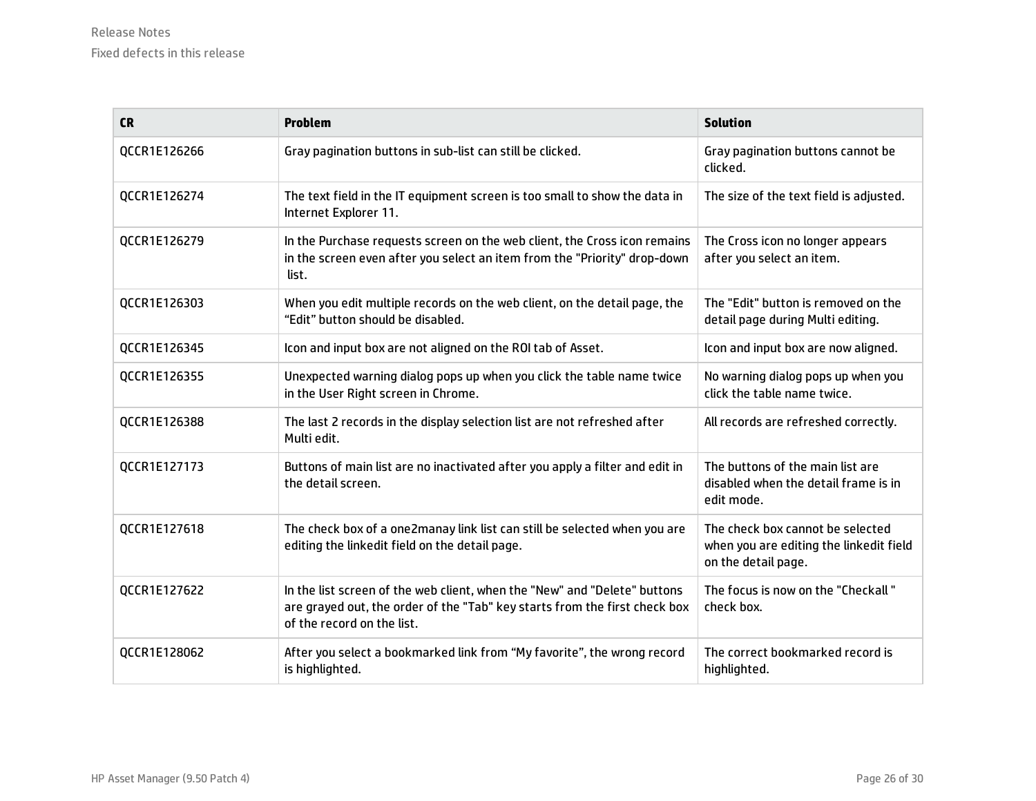| CR | Problem | Solution |
|---|---|---|
| QCCR1E126266 | Gray pagination buttons in sub-list can still be clicked. | Gray pagination buttons cannot be clicked. |
| QCCR1E126274 | The text field in the IT equipment screen is too small to show the data in Internet Explorer 11. | The size of the text field is adjusted. |
| QCCR1E126279 | In the Purchase requests screen on the web client, the Cross icon remains in the screen even after you select an item from the "Priority" drop-down list. | The Cross icon no longer appears after you select an item. |
| QCCR1E126303 | When you edit multiple records on the web client, on the detail page, the “Edit” button should be disabled. | The "Edit" button is removed on the detail page during Multi editing. |
| QCCR1E126345 | Icon and input box are not aligned on the ROI tab of Asset. | Icon and input box are now aligned. |
| QCCR1E126355 | Unexpected warning dialog pops up when you click the table name twice in the User Right screen in Chrome. | No warning dialog pops up when you click the table name twice. |
| QCCR1E126388 | The last 2 records in the display selection list are not refreshed after Multi edit. | All records are refreshed correctly. |
| QCCR1E127173 | Buttons of main list are no inactivated after you apply a filter and edit in the detail screen. | The buttons of the main list are disabled when the detail frame is in edit mode. |
| QCCR1E127618 | The check box of a one2manay link list can still be selected when you are editing the linkedit field on the detail page. | The check box cannot be selected when you are editing the linkedit field on the detail page. |
| QCCR1E127622 | In the list screen of the web client, when the "New" and "Delete" buttons are grayed out, the order of the "Tab" key starts from the first check box of the record on the list. | The focus is now on the "Checkall " check box. |
| QCCR1E128062 | After you select a bookmarked link from “My favorite”, the wrong record is highlighted. | The correct bookmarked record is highlighted. |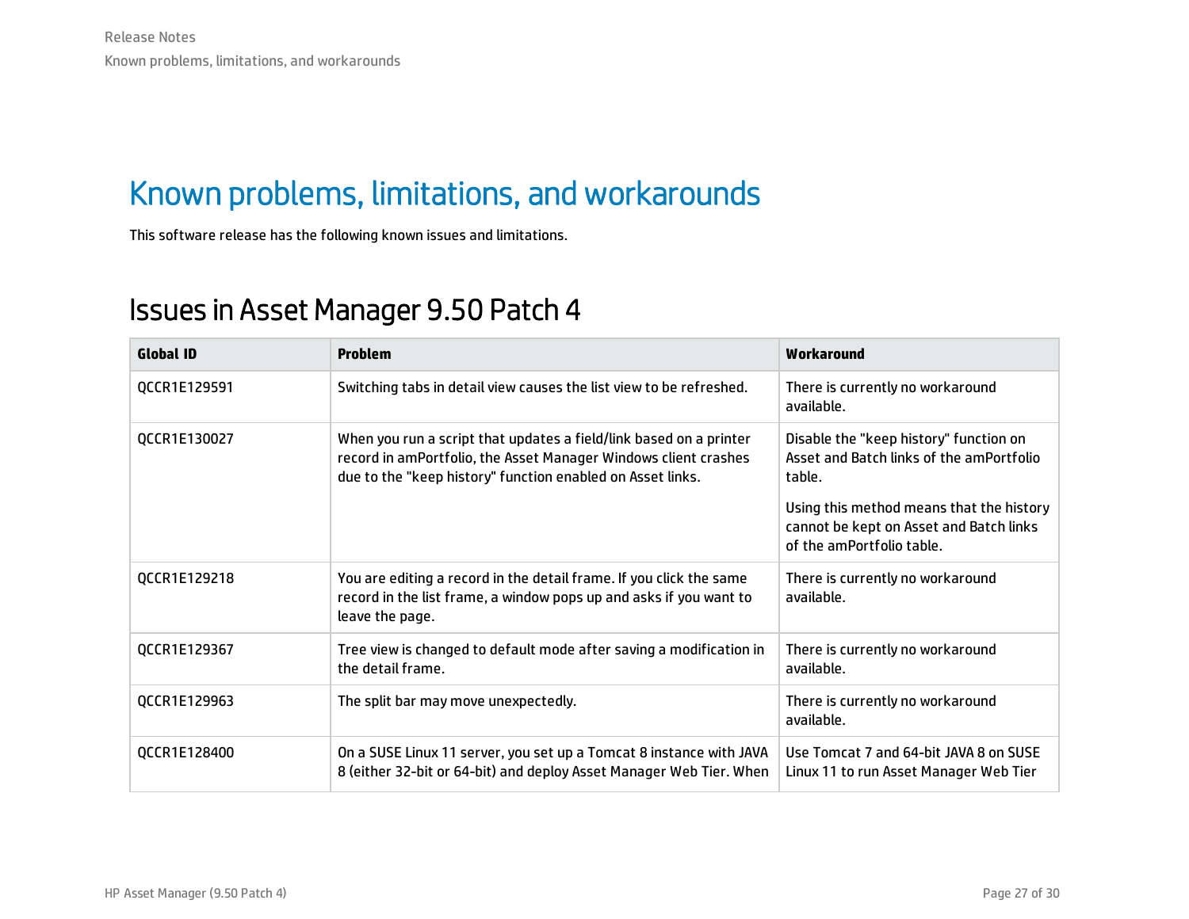# Known problems, limitations, and workarounds

This software release has the following known issues and limitations.

## Issues in Asset Manager 9.50 Patch 4

| Global ID | Problem | Workaround |
| --- | --- | --- |
| QCCR1E129591 | Switching tabs in detail view causes the list view to be refreshed. | There is currently no workaround available. |
| QCCR1E130027 | When you run a script that updates a field/link based on a printer record in amPortfolio, the Asset Manager Windows client crashes due to the "keep history" function enabled on Asset links. | Disable the "keep history" function on Asset and Batch links of the amPortfolio table.<br><br>Using this method means that the history cannot be kept on Asset and Batch links of the amPortfolio table. |
| QCCR1E129218 | You are editing a record in the detail frame. If you click the same record in the list frame, a window pops up and asks if you want to leave the page. | There is currently no workaround available. |
| QCCR1E129367 | Tree view is changed to default mode after saving a modification in the detail frame. | There is currently no workaround available. |
| QCCR1E129963 | The split bar may move unexpectedly. | There is currently no workaround available. |
| QCCR1E128400 | On a SUSE Linux 11 server, you set up a Tomcat 8 instance with JAVA 8 (either 32-bit or 64-bit) and deploy Asset Manager Web Tier. When | Use Tomcat 7 and 64-bit JAVA 8 on SUSE Linux 11 to run Asset Manager Web Tier |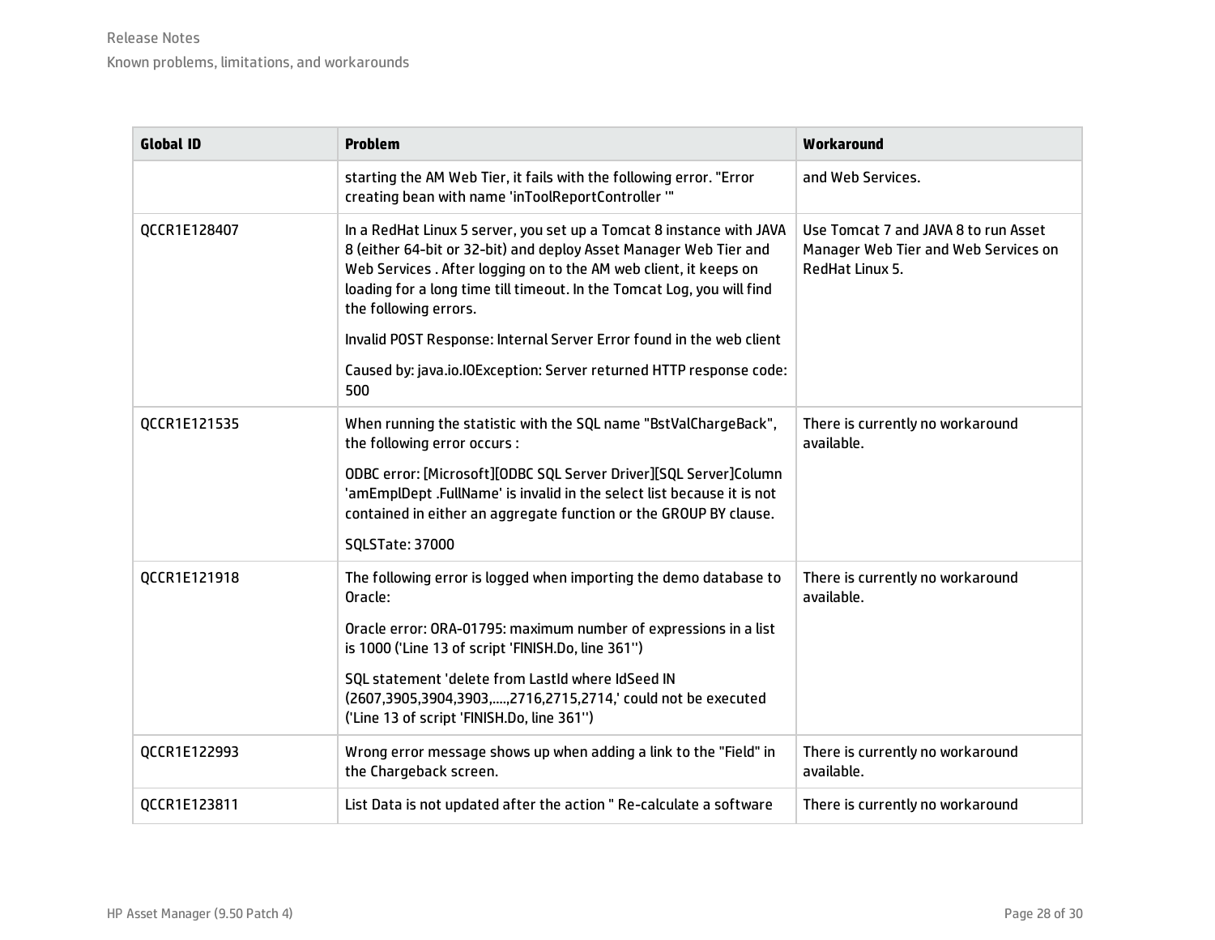| Global ID | Problem | Workaround |
|---|---|---|
| | starting the AM Web Tier, it fails with the following error. "Error creating bean with name 'inToolReportController '" | and Web Services. |
| QCCR1E128407 | In a RedHat Linux 5 server, you set up a Tomcat 8 instance with JAVA 8 (either 64-bit or 32-bit) and deploy Asset Manager Web Tier and Web Services . After logging on to the AM web client, it keeps on loading for a long time till timeout. In the Tomcat Log, you will find the following errors.<br><br>Invalid POST Response: Internal Server Error found in the web client<br><br>Caused by: java.io.IOException: Server returned HTTP response code: 500 | Use Tomcat 7 and JAVA 8 to run Asset Manager Web Tier and Web Services on RedHat Linux 5. |
| QCCR1E121535 | When running the statistic with the SQL name "BstValChargeBack", the following error occurs :<br><br>ODBC error: [Microsoft][ODBC SQL Server Driver][SQL Server]Column 'amEmplDept .FullName' is invalid in the select list because it is not contained in either an aggregate function or the GROUP BY clause.<br><br>SQLSTate: 37000 | There is currently no workaround available. |
| QCCR1E121918 | The following error is logged when importing the demo database to Oracle:<br><br>Oracle error: ORA-01795: maximum number of expressions in a list is 1000 ('Line 13 of script 'FINISH.Do, line 361'')<br><br>SQL statement 'delete from LastId where IdSeed IN (2607,3905,3904,3903,....,2716,2715,2714,' could not be executed ('Line 13 of script 'FINISH.Do, line 361'') | There is currently no workaround available. |
| QCCR1E122993 | Wrong error message shows up when adding a link to the "Field" in the Chargeback screen. | There is currently no workaround available. |
| QCCR1E123811 | List Data is not updated after the action " Re-calculate a software | There is currently no workaround |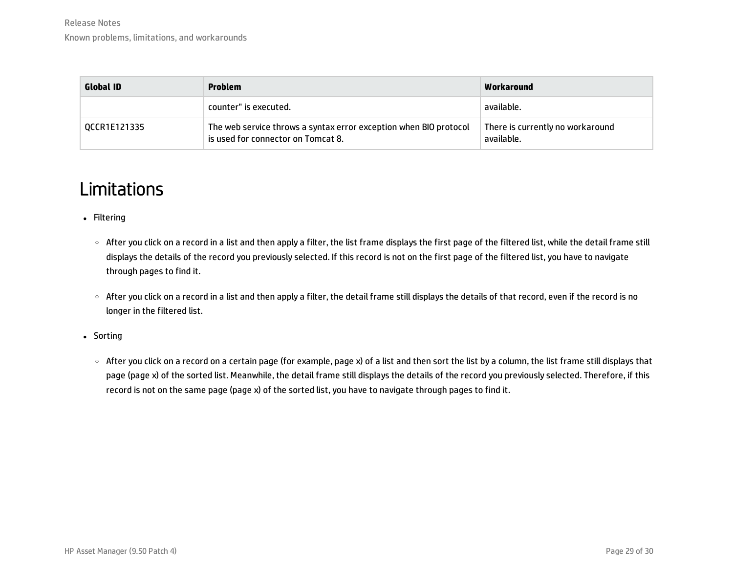| Global ID | Problem | Workaround |
| --- | --- | --- |
| | counter" is executed. | available. |
| QCCR1E121335 | The web service throws a syntax error exception when BIO protocol is used for connector on Tomcat 8. | There is currently no workaround available. |

# Limitations

- Filtering
  - After you click on a record in a list and then apply a filter, the list frame displays the first page of the filtered list, while the detail frame still displays the details of the record you previously selected. If this record is not on the first page of the filtered list, you have to navigate through pages to find it.
  - After you click on a record in a list and then apply a filter, the detail frame still displays the details of that record, even if the record is no longer in the filtered list.
- Sorting
  - After you click on a record on a certain page (for example, page x) of a list and then sort the list by a column, the list frame still displays that page (page x) of the sorted list. Meanwhile, the detail frame still displays the details of the record you previously selected. Therefore, if this record is not on the same page (page x) of the sorted list, you have to navigate through pages to find it.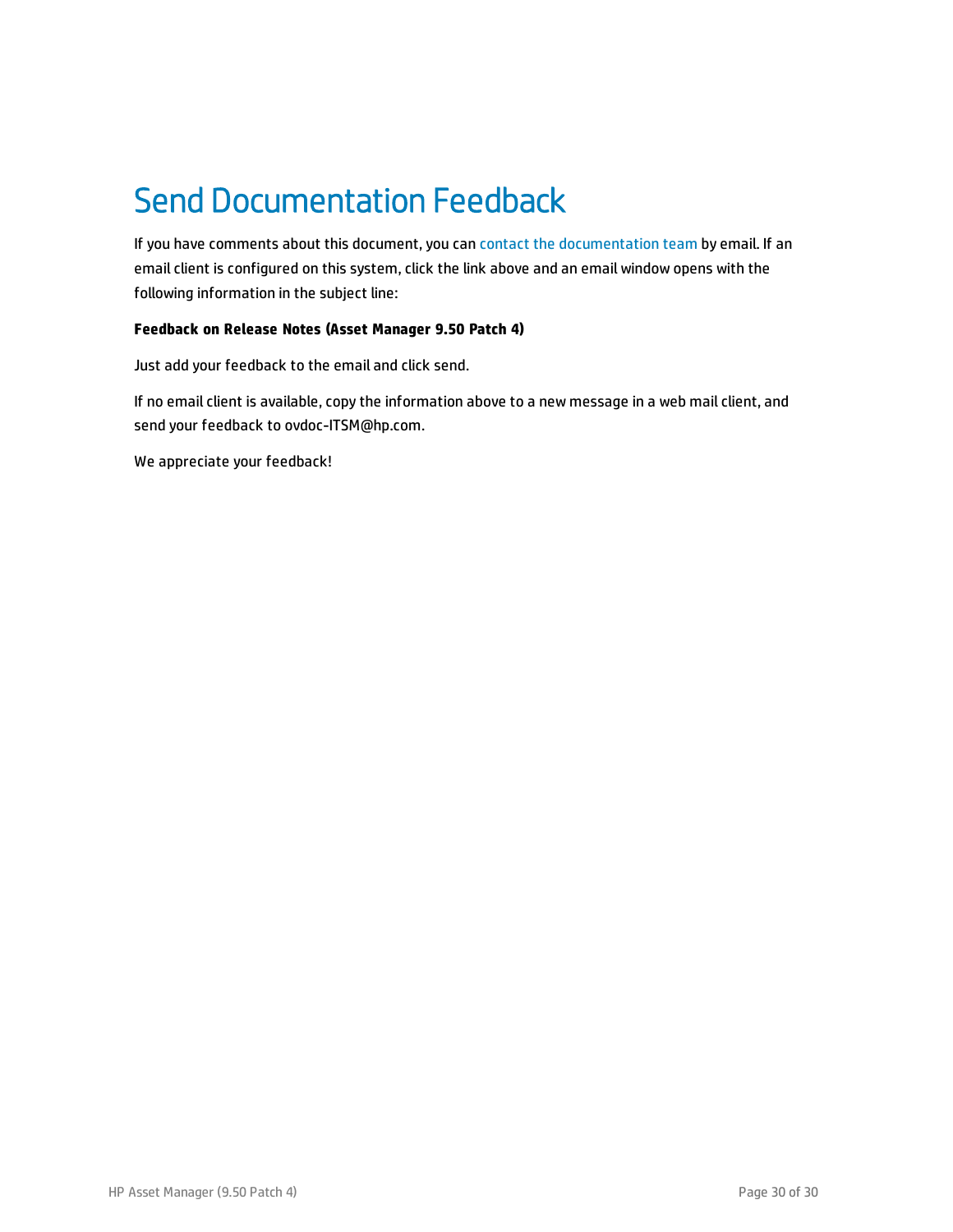# Send Documentation Feedback

If you have comments about this document, you can contact the documentation team by email. If an email client is configured on this system, click the link above and an email window opens with the following information in the subject line:

**Feedback on Release Notes (Asset Manager 9.50 Patch 4)**

Just add your feedback to the email and click send.

If no email client is available, copy the information above to a new message in a web mail client, and send your feedback to ovdoc-ITSM@hp.com.

We appreciate your feedback!